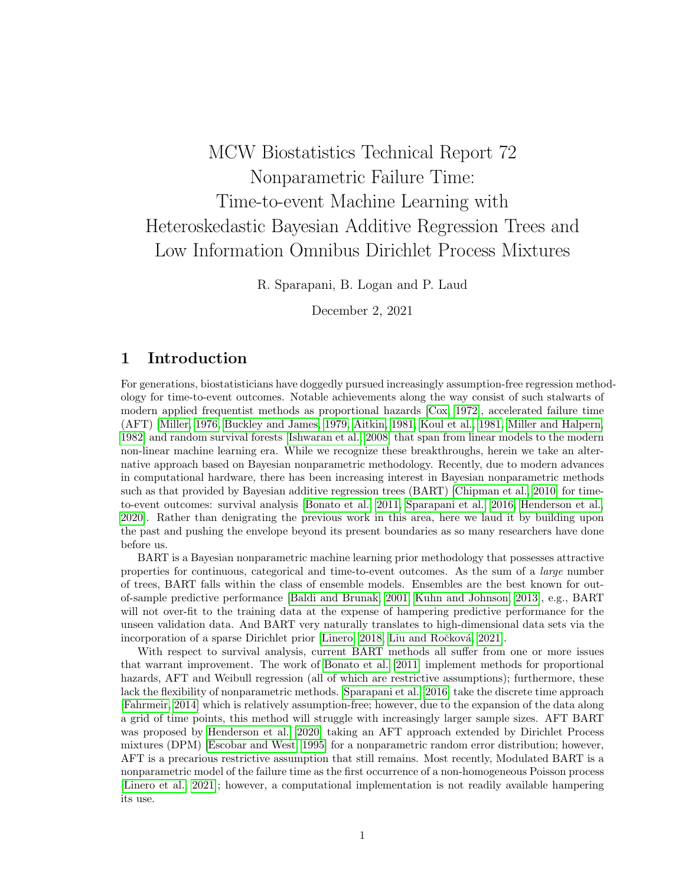# MCW Biostatistics Technical Report 72
# Nonparametric Failure Time: Time-to-event Machine Learning with Heteroskedastic Bayesian Additive Regression Trees and Low Information Omnibus Dirichlet Process Mixtures

R. Sparapani, B. Logan and P. Laud

December 2, 2021

## 1 Introduction

For generations, biostatisticians have doggedly pursued increasingly assumption-free regression methodology for time-to-event outcomes. Notable achievements along the way consist of such stalwarts of modern applied frequentist methods as proportional hazards [Cox, 1972], accelerated failure time (AFT) [Miller, 1976, Buckley and James, 1979, Aitkin, 1981, Koul et al., 1981, Miller and Halpern, 1982] and random survival forests [Ishwaran et al., 2008] that span from linear models to the modern non-linear machine learning era. While we recognize these breakthroughs, herein we take an alternative approach based on Bayesian nonparametric methodology. Recently, due to modern advances in computational hardware, there has been increasing interest in Bayesian nonparametric methods such as that provided by Bayesian additive regression trees (BART) [Chipman et al., 2010] for time-to-event outcomes: survival analysis [Bonato et al., 2011, Sparapani et al., 2016, Henderson et al., 2020]. Rather than denigrating the previous work in this area, here we laud it by building upon the past and pushing the envelope beyond its present boundaries as so many researchers have done before us.

BART is a Bayesian nonparametric machine learning prior methodology that possesses attractive properties for continuous, categorical and time-to-event outcomes. As the sum of a *large* number of trees, BART falls within the class of ensemble models. Ensembles are the best known for out-of-sample predictive performance [Baldi and Brunak, 2001, Kuhn and Johnson, 2013], e.g., BART will not over-fit to the training data at the expense of hampering predictive performance for the unseen validation data. And BART very naturally translates to high-dimensional data sets via the incorporation of a sparse Dirichlet prior [Linero, 2018, Liu and Ročková, 2021].

With respect to survival analysis, current BART methods all suffer from one or more issues that warrant improvement. The work of Bonato et al. [2011] implement methods for proportional hazards, AFT and Weibull regression (all of which are restrictive assumptions); furthermore, these lack the flexibility of nonparametric methods. Sparapani et al. [2016] take the discrete time approach [Fahrmeir, 2014] which is relatively assumption-free; however, due to the expansion of the data along a grid of time points, this method will struggle with increasingly larger sample sizes. AFT BART was proposed by Henderson et al. [2020] taking an AFT approach extended by Dirichlet Process mixtures (DPM) [Escobar and West, 1995] for a nonparametric random error distribution; however, AFT is a precarious restrictive assumption that still remains. Most recently, Modulated BART is a nonparametric model of the failure time as the first occurrence of a non-homogeneous Poisson process [Linero et al., 2021]; however, a computational implementation is not readily available hampering its use.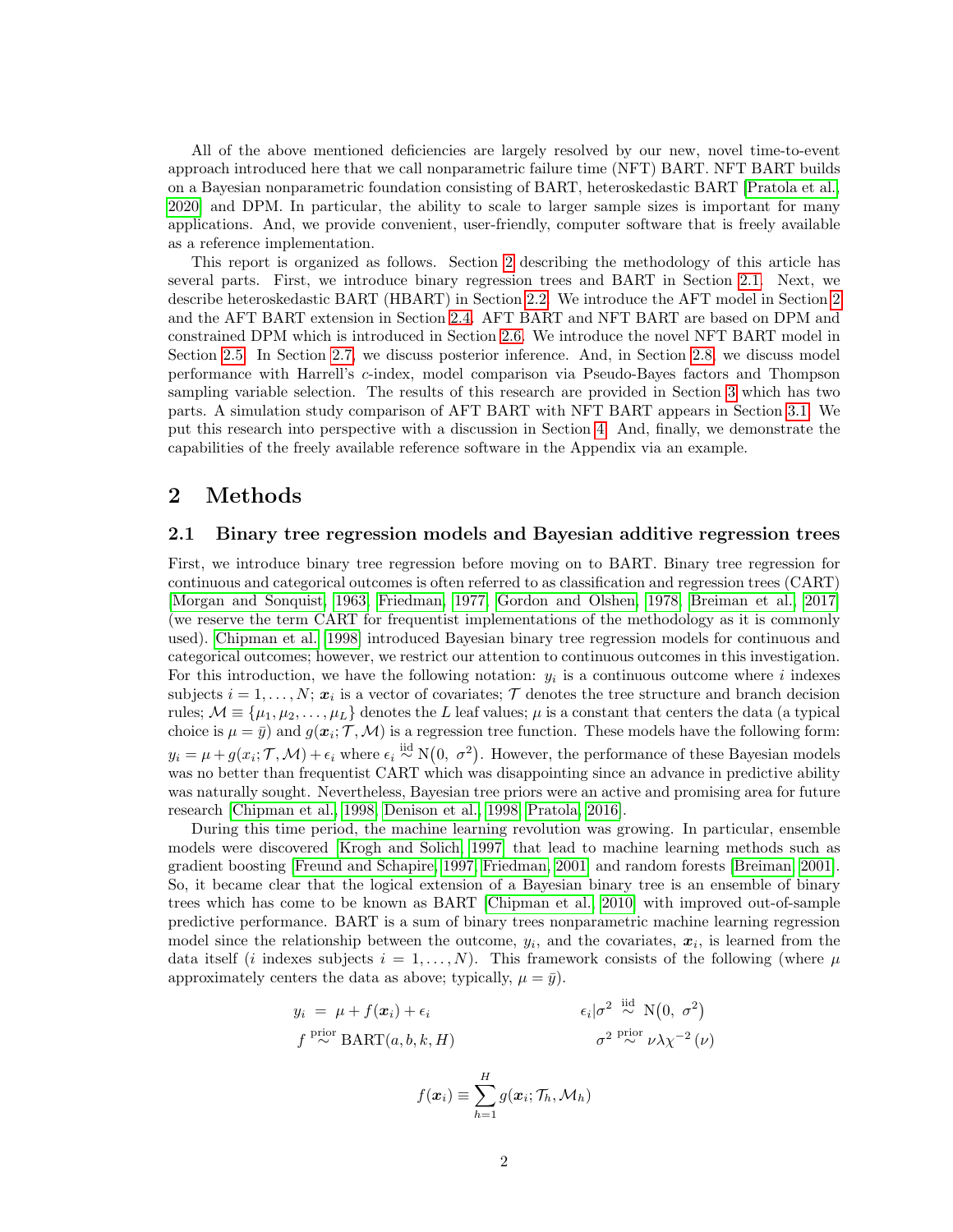All of the above mentioned deficiencies are largely resolved by our new, novel time-to-event approach introduced here that we call nonparametric failure time (NFT) BART. NFT BART builds on a Bayesian nonparametric foundation consisting of BART, heteroskedastic BART [Pratola et al., 2020] and DPM. In particular, the ability to scale to larger sample sizes is important for many applications. And, we provide convenient, user-friendly, computer software that is freely available as a reference implementation.

This report is organized as follows. Section 2 describing the methodology of this article has several parts. First, we introduce binary regression trees and BART in Section 2.1. Next, we describe heteroskedastic BART (HBART) in Section 2.2. We introduce the AFT model in Section 2 and the AFT BART extension in Section 2.4. AFT BART and NFT BART are based on DPM and constrained DPM which is introduced in Section 2.6. We introduce the novel NFT BART model in Section 2.5. In Section 2.7, we discuss posterior inference. And, in Section 2.8, we discuss model performance with Harrell's $c$-index, model comparison via Pseudo-Bayes factors and Thompson sampling variable selection. The results of this research are provided in Section 3 which has two parts. A simulation study comparison of AFT BART with NFT BART appears in Section 3.1. We put this research into perspective with a discussion in Section 4. And, finally, we demonstrate the capabilities of the freely available reference software in the Appendix via an example.

## 2 Methods

### 2.1 Binary tree regression models and Bayesian additive regression trees

First, we introduce binary tree regression before moving on to BART. Binary tree regression for continuous and categorical outcomes is often referred to as classification and regression trees (CART) [Morgan and Sonquist, 1963, Friedman, 1977, Gordon and Olshen, 1978, Breiman et al., 2017] (we reserve the term CART for frequentist implementations of the methodology as it is commonly used). Chipman et al. [1998] introduced Bayesian binary tree regression models for continuous and categorical outcomes; however, we restrict our attention to continuous outcomes in this investigation. For this introduction, we have the following notation: $y_i$ is a continuous outcome where $i$ indexes subjects $i = 1, \ldots, N$; $\boldsymbol{x}_i$ is a vector of covariates; $\mathcal{T}$ denotes the tree structure and branch decision rules; $\mathcal{M} \equiv \{\mu_1, \mu_2, \ldots, \mu_L\}$ denotes the $L$ leaf values; $\mu$ is a constant that centers the data (a typical choice is $\mu = \bar{y}$) and $g(\boldsymbol{x}_i; \mathcal{T}, \mathcal{M})$ is a regression tree function. These models have the following form: $y_i = \mu + g(x_i; \mathcal{T}, \mathcal{M}) + \epsilon_i$ where $\epsilon_i \overset{\text{iid}}{\sim} \text{N}(0,\ \sigma^2)$. However, the performance of these Bayesian models was no better than frequentist CART which was disappointing since an advance in predictive ability was naturally sought. Nevertheless, Bayesian tree priors were an active and promising area for future research [Chipman et al., 1998, Denison et al., 1998, Pratola, 2016].

During this time period, the machine learning revolution was growing. In particular, ensemble models were discovered [Krogh and Solich, 1997] that lead to machine learning methods such as gradient boosting [Freund and Schapire, 1997, Friedman, 2001] and random forests [Breiman, 2001]. So, it became clear that the logical extension of a Bayesian binary tree is an ensemble of binary trees which has come to be known as BART [Chipman et al., 2010] with improved out-of-sample predictive performance. BART is a sum of binary trees nonparametric machine learning regression model since the relationship between the outcome, $y_i$, and the covariates, $\boldsymbol{x}_i$, is learned from the data itself ($i$ indexes subjects $i = 1, \ldots, N$). This framework consists of the following (where $\mu$ approximately centers the data as above; typically, $\mu = \bar{y}$).

$$
\begin{aligned}
y_i &= \mu + f(\boldsymbol{x}_i) + \epsilon_i & \epsilon_i|\sigma^2 &\overset{\text{iid}}{\sim} \text{N}(0,\ \sigma^2) \\
f &\overset{\text{prior}}{\sim} \text{BART}(a, b, k, H) & \sigma^2 &\overset{\text{prior}}{\sim} \nu\lambda\chi^{-2}(\nu)
\end{aligned}
$$

$$
f(\boldsymbol{x}_i) \equiv \sum_{h=1}^{H} g(\boldsymbol{x}_i; \mathcal{T}_h, \mathcal{M}_h)
$$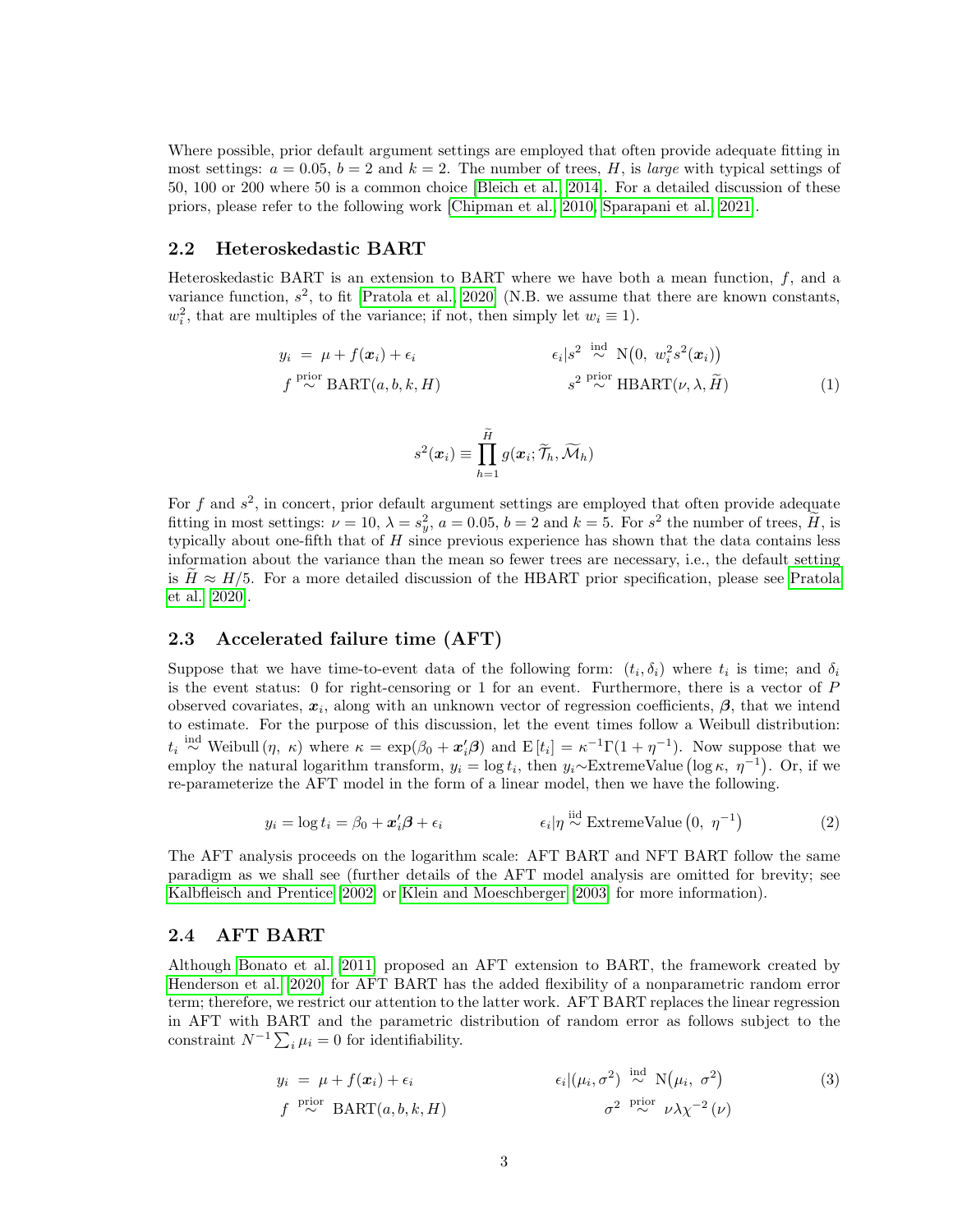Where possible, prior default argument settings are employed that often provide adequate fitting in most settings: $a = 0.05$, $b = 2$ and $k = 2$. The number of trees, $H$, is *large* with typical settings of 50, 100 or 200 where 50 is a common choice [Bleich et al., 2014]. For a detailed discussion of these priors, please refer to the following work [Chipman et al., 2010, Sparapani et al., 2021].

## 2.2 Heteroskedastic BART

Heteroskedastic BART is an extension to BART where we have both a mean function, $f$, and a variance function, $s^2$, to fit [Pratola et al., 2020] (N.B. we assume that there are known constants, $w_i^2$, that are multiples of the variance; if not, then simply let $w_i \equiv 1$).

$$
\begin{aligned}
y_i &= \mu + f(\boldsymbol{x}_i) + \epsilon_i & \epsilon_i | s^2 &\overset{\text{ind}}{\sim} \mathrm{N}\big(0,\ w_i^2 s^2(\boldsymbol{x}_i)\big) \\
f &\overset{\text{prior}}{\sim} \mathrm{BART}(a, b, k, H) & s^2 &\overset{\text{prior}}{\sim} \mathrm{HBART}(\nu, \lambda, \widetilde{H})
\end{aligned}
\tag{1}
$$

$$
s^2(\boldsymbol{x}_i) \equiv \prod_{h=1}^{\widetilde{H}} g(\boldsymbol{x}_i; \widetilde{\mathcal{T}}_h, \widetilde{\mathcal{M}}_h)
$$

For $f$ and $s^2$, in concert, prior default argument settings are employed that often provide adequate fitting in most settings: $\nu = 10$, $\lambda = s_y^2$, $a = 0.05$, $b = 2$ and $k = 5$. For $s^2$ the number of trees, $\widetilde{H}$, is typically about one-fifth that of $H$ since previous experience has shown that the data contains less information about the variance than the mean so fewer trees are necessary, i.e., the default setting is $\widetilde{H} \approx H/5$. For a more detailed discussion of the HBART prior specification, please see Pratola et al. [2020].

## 2.3 Accelerated failure time (AFT)

Suppose that we have time-to-event data of the following form: $(t_i, \delta_i)$ where $t_i$ is time; and $\delta_i$ is the event status: 0 for right-censoring or 1 for an event. Furthermore, there is a vector of $P$ observed covariates, $\boldsymbol{x}_i$, along with an unknown vector of regression coefficients, $\boldsymbol{\beta}$, that we intend to estimate. For the purpose of this discussion, let the event times follow a Weibull distribution: $t_i \overset{\text{ind}}{\sim} \mathrm{Weibull}(\eta,\ \kappa)$ where $\kappa = \exp(\beta_0 + \boldsymbol{x}_i'\boldsymbol{\beta})$ and $\mathrm{E}[t_i] = \kappa^{-1}\Gamma(1 + \eta^{-1})$. Now suppose that we employ the natural logarithm transform, $y_i = \log t_i$, then $y_i \sim \mathrm{ExtremeValue}\big(\log\kappa,\ \eta^{-1}\big)$. Or, if we re-parameterize the AFT model in the form of a linear model, then we have the following.

$$
y_i = \log t_i = \beta_0 + \boldsymbol{x}_i'\boldsymbol{\beta} + \epsilon_i \qquad\qquad \epsilon_i | \eta \overset{\text{iid}}{\sim} \mathrm{ExtremeValue}\big(0,\ \eta^{-1}\big) \tag{2}
$$

The AFT analysis proceeds on the logarithm scale: AFT BART and NFT BART follow the same paradigm as we shall see (further details of the AFT model analysis are omitted for brevity; see Kalbfleisch and Prentice [2002] or Klein and Moeschberger [2003] for more information).

## 2.4 AFT BART

Although Bonato et al. [2011] proposed an AFT extension to BART, the framework created by Henderson et al. [2020] for AFT BART has the added flexibility of a nonparametric random error term; therefore, we restrict our attention to the latter work. AFT BART replaces the linear regression in AFT with BART and the parametric distribution of random error as follows subject to the constraint $N^{-1}\sum_i \mu_i = 0$ for identifiability.

$$
\begin{aligned}
y_i &= \mu + f(\boldsymbol{x}_i) + \epsilon_i & \epsilon_i | (\mu_i, \sigma^2) &\overset{\text{ind}}{\sim} \mathrm{N}\big(\mu_i,\ \sigma^2\big) \\
f &\overset{\text{prior}}{\sim} \mathrm{BART}(a, b, k, H) & \sigma^2 &\overset{\text{prior}}{\sim} \nu\lambda\chi^{-2}(\nu)
\end{aligned}
\tag{3}
$$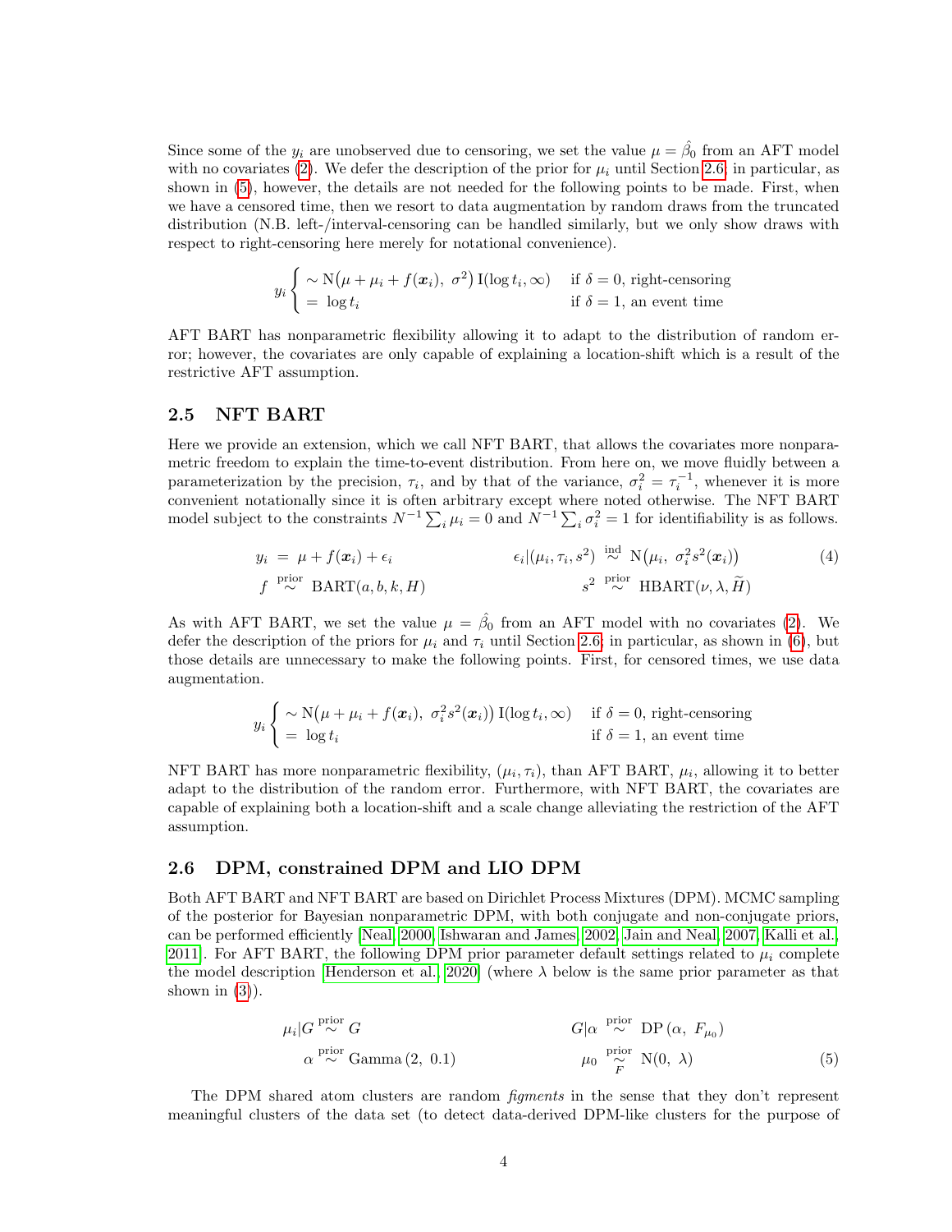Since some of the $y_i$ are unobserved due to censoring, we set the value $\mu = \hat{\beta}_0$ from an AFT model with no covariates (2). We defer the description of the prior for $\mu_i$ until Section 2.6; in particular, as shown in (5), however, the details are not needed for the following points to be made. First, when we have a censored time, then we resort to data augmentation by random draws from the truncated distribution (N.B. left-/interval-censoring can be handled similarly, but we only show draws with respect to right-censoring here merely for notational convenience).

$$y_i \begin{cases} \sim \mathrm{N}\big(\mu + \mu_i + f(\boldsymbol{x}_i),\ \sigma^2\big)\,\mathrm{I}(\log t_i, \infty) & \text{if } \delta = 0\text{, right-censoring} \\ = \ \log t_i & \text{if } \delta = 1\text{, an event time} \end{cases}$$

AFT BART has nonparametric flexibility allowing it to adapt to the distribution of random error; however, the covariates are only capable of explaining a location-shift which is a result of the restrictive AFT assumption.

## 2.5 NFT BART

Here we provide an extension, which we call NFT BART, that allows the covariates more nonparametric freedom to explain the time-to-event distribution. From here on, we move fluidly between a parameterization by the precision, $\tau_i$, and by that of the variance, $\sigma_i^2 = \tau_i^{-1}$, whenever it is more convenient notationally since it is often arbitrary except where noted otherwise. The NFT BART model subject to the constraints $N^{-1}\sum_i \mu_i = 0$ and $N^{-1}\sum_i \sigma_i^2 = 1$ for identifiability is as follows.

$$\begin{aligned} y_i \ &= \ \mu + f(\boldsymbol{x}_i) + \epsilon_i & \epsilon_i|(\mu_i, \tau_i, s^2) \ &\overset{\text{ind}}{\sim} \ \mathrm{N}\big(\mu_i,\ \sigma_i^2 s^2(\boldsymbol{x}_i)\big) \\ f \ &\overset{\text{prior}}{\sim} \ \mathrm{BART}(a, b, k, H) & s^2 \ &\overset{\text{prior}}{\sim} \ \mathrm{HBART}(\nu, \lambda, \widetilde{H}) \end{aligned} \tag{4}$$

As with AFT BART, we set the value $\mu = \hat{\beta}_0$ from an AFT model with no covariates (2). We defer the description of the priors for $\mu_i$ and $\tau_i$ until Section 2.6; in particular, as shown in (6), but those details are unnecessary to make the following points. First, for censored times, we use data augmentation.

$$y_i \begin{cases} \sim \mathrm{N}\big(\mu + \mu_i + f(\boldsymbol{x}_i),\ \sigma_i^2 s^2(\boldsymbol{x}_i)\big)\,\mathrm{I}(\log t_i, \infty) & \text{if } \delta = 0\text{, right-censoring} \\ = \ \log t_i & \text{if } \delta = 1\text{, an event time} \end{cases}$$

NFT BART has more nonparametric flexibility, $(\mu_i, \tau_i)$, than AFT BART, $\mu_i$, allowing it to better adapt to the distribution of the random error. Furthermore, with NFT BART, the covariates are capable of explaining both a location-shift and a scale change alleviating the restriction of the AFT assumption.

## 2.6 DPM, constrained DPM and LIO DPM

Both AFT BART and NFT BART are based on Dirichlet Process Mixtures (DPM). MCMC sampling of the posterior for Bayesian nonparametric DPM, with both conjugate and non-conjugate priors, can be performed efficiently [Neal, 2000, Ishwaran and James, 2002, Jain and Neal, 2007, Kalli et al., 2011]. For AFT BART, the following DPM prior parameter default settings related to $\mu_i$ complete the model description [Henderson et al., 2020] (where $\lambda$ below is the same prior parameter as that shown in (3)).

$$\begin{aligned} \mu_i|G &\overset{\text{prior}}{\sim} G & G|\alpha \ &\overset{\text{prior}}{\sim} \ \mathrm{DP}\left(\alpha,\ F_{\mu_0}\right) \\ \alpha &\overset{\text{prior}}{\sim} \mathrm{Gamma}\left(2,\ 0.1\right) & \mu_0 \ &\underset{F}{\overset{\text{prior}}{\sim}} \ \mathrm{N}(0,\ \lambda) \end{aligned} \tag{5}$$

The DPM shared atom clusters are random *figments* in the sense that they don't represent meaningful clusters of the data set (to detect data-derived DPM-like clusters for the purpose of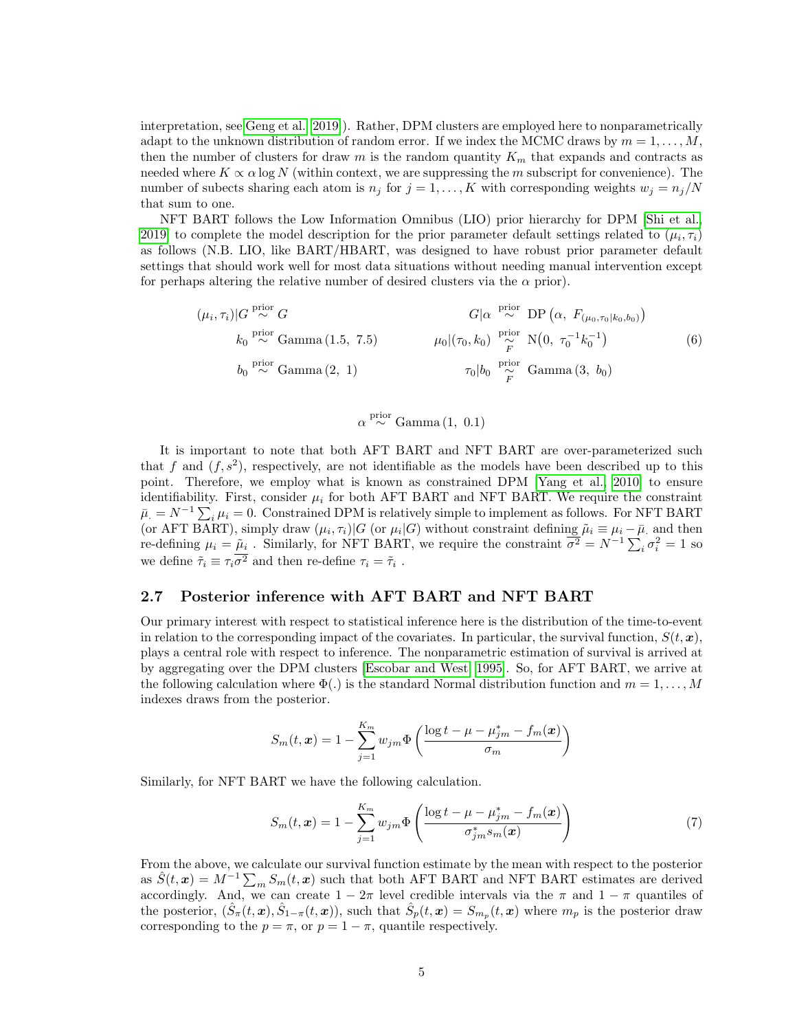interpretation, see Geng et al. [2019]). Rather, DPM clusters are employed here to nonparametrically adapt to the unknown distribution of random error. If we index the MCMC draws by $m = 1, \ldots, M$, then the number of clusters for draw $m$ is the random quantity $K_m$ that expands and contracts as needed where $K \propto \alpha \log N$ (within context, we are suppressing the $m$ subscript for convenience). The number of subects sharing each atom is $n_j$ for $j = 1, \ldots, K$ with corresponding weights $w_j = n_j/N$ that sum to one.

NFT BART follows the Low Information Omnibus (LIO) prior hierarchy for DPM [Shi et al., 2019] to complete the model description for the prior parameter default settings related to $(\mu_i, \tau_i)$ as follows (N.B. LIO, like BART/HBART, was designed to have robust prior parameter default settings that should work well for most data situations without needing manual intervention except for perhaps altering the relative number of desired clusters via the $\alpha$ prior).

$$
\begin{aligned}
(\mu_i, \tau_i)|G &\overset{\text{prior}}{\sim} G & G|\alpha &\overset{\text{prior}}{\sim} \text{DP}\left(\alpha,\ F_{(\mu_0, \tau_0 | k_0, b_0)}\right) \\
k_0 &\overset{\text{prior}}{\sim} \text{Gamma}\left(1.5,\ 7.5\right) & \mu_0|(\tau_0, k_0) &\underset{F}{\overset{\text{prior}}{\sim}} \text{N}\left(0,\ \tau_0^{-1} k_0^{-1}\right) \\
b_0 &\overset{\text{prior}}{\sim} \text{Gamma}\left(2,\ 1\right) & \tau_0|b_0 &\underset{F}{\overset{\text{prior}}{\sim}} \text{Gamma}\left(3,\ b_0\right)
\end{aligned}
\tag{6}
$$

$$
\alpha \overset{\text{prior}}{\sim} \text{Gamma}\left(1,\ 0.1\right)
$$

It is important to note that both AFT BART and NFT BART are over-parameterized such that $f$ and $(f, s^2)$, respectively, are not identifiable as the models have been described up to this point. Therefore, we employ what is known as constrained DPM [Yang et al., 2010] to ensure identifiability. First, consider $\mu_i$ for both AFT BART and NFT BART. We require the constraint $\bar{\mu}_. = N^{-1} \sum_i \mu_i = 0$. Constrained DPM is relatively simple to implement as follows. For NFT BART (or AFT BART), simply draw $(\mu_i, \tau_i)|G$ (or $\mu_i|G$) without constraint defining $\tilde{\mu}_i \equiv \mu_i - \bar{\mu}_.$ and then re-defining $\mu_i = \tilde{\mu}_i$ . Similarly, for NFT BART, we require the constraint $\overline{\sigma^2} = N^{-1} \sum_i \sigma_i^2 = 1$ so we define $\tilde{\tau}_i \equiv \tau_i \overline{\sigma^2}$ and then re-define $\tau_i = \tilde{\tau}_i$ .

## 2.7 Posterior inference with AFT BART and NFT BART

Our primary interest with respect to statistical inference here is the distribution of the time-to-event in relation to the corresponding impact of the covariates. In particular, the survival function, $S(t, \boldsymbol{x})$, plays a central role with respect to inference. The nonparametric estimation of survival is arrived at by aggregating over the DPM clusters [Escobar and West, 1995]. So, for AFT BART, we arrive at the following calculation where $\Phi(.)$ is the standard Normal distribution function and $m = 1, \ldots, M$ indexes draws from the posterior.

$$
S_m(t, \boldsymbol{x}) = 1 - \sum_{j=1}^{K_m} w_{jm} \Phi\left(\frac{\log t - \mu - \mu_{jm}^* - f_m(\boldsymbol{x})}{\sigma_m}\right)
$$

Similarly, for NFT BART we have the following calculation.

$$
S_m(t, \boldsymbol{x}) = 1 - \sum_{j=1}^{K_m} w_{jm} \Phi\left(\frac{\log t - \mu - \mu_{jm}^* - f_m(\boldsymbol{x})}{\sigma_{jm}^* s_m(\boldsymbol{x})}\right) \tag{7}
$$

From the above, we calculate our survival function estimate by the mean with respect to the posterior as $\hat{S}(t, \boldsymbol{x}) = M^{-1} \sum_m S_m(t, \boldsymbol{x})$ such that both AFT BART and NFT BART estimates are derived accordingly. And, we can create $1 - 2\pi$ level credible intervals via the $\pi$ and $1 - \pi$ quantiles of the posterior, $(\hat{S}_\pi(t, \boldsymbol{x}), \hat{S}_{1-\pi}(t, \boldsymbol{x}))$, such that $\hat{S}_p(t, \boldsymbol{x}) = S_{m_p}(t, \boldsymbol{x})$ where $m_p$ is the posterior draw corresponding to the $p = \pi$, or $p = 1 - \pi$, quantile respectively.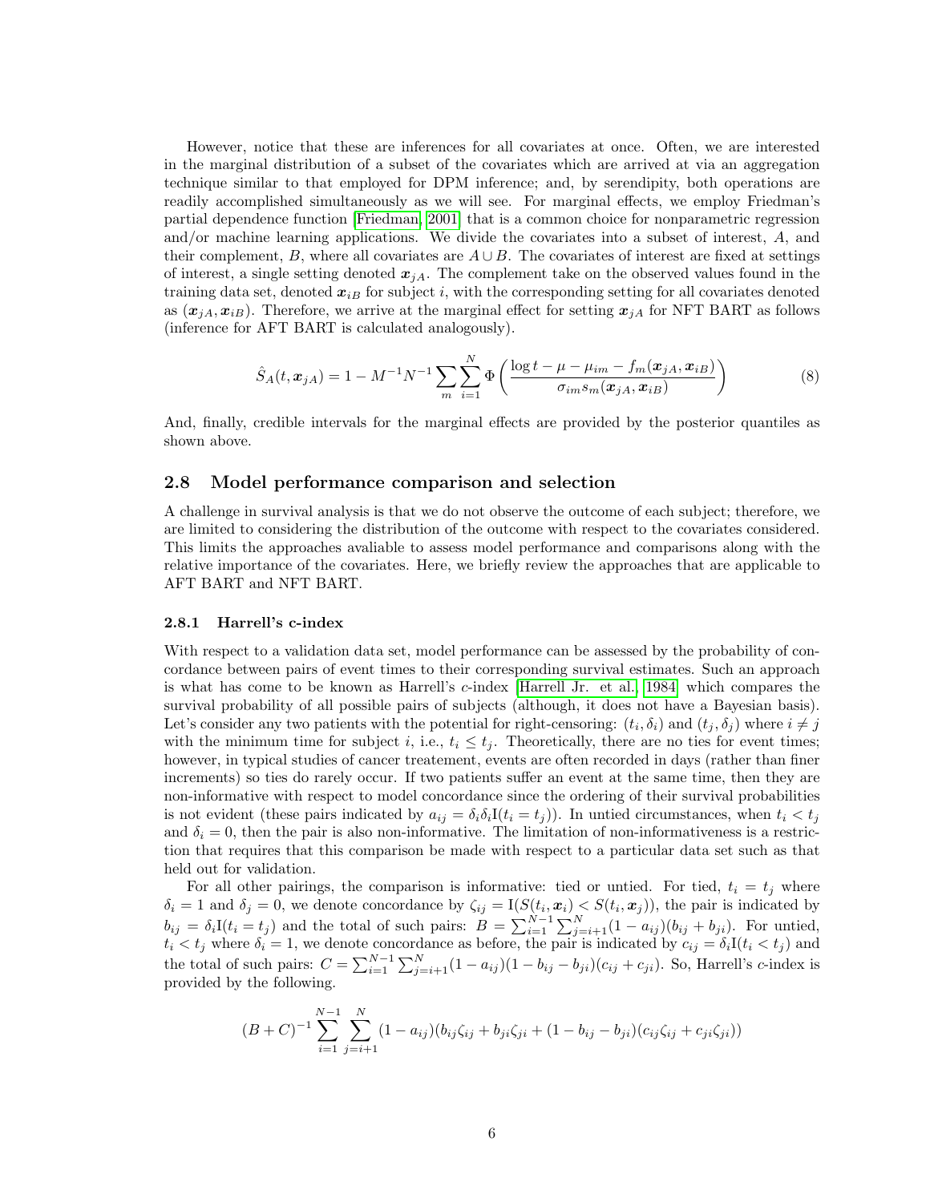However, notice that these are inferences for all covariates at once. Often, we are interested in the marginal distribution of a subset of the covariates which are arrived at via an aggregation technique similar to that employed for DPM inference; and, by serendipity, both operations are readily accomplished simultaneously as we will see. For marginal effects, we employ Friedman's partial dependence function [Friedman, 2001] that is a common choice for nonparametric regression and/or machine learning applications. We divide the covariates into a subset of interest, $A$, and their complement, $B$, where all covariates are $A \cup B$. The covariates of interest are fixed at settings of interest, a single setting denoted $\boldsymbol{x}_{jA}$. The complement take on the observed values found in the training data set, denoted $\boldsymbol{x}_{iB}$ for subject $i$, with the corresponding setting for all covariates denoted as $(\boldsymbol{x}_{jA}, \boldsymbol{x}_{iB})$. Therefore, we arrive at the marginal effect for setting $\boldsymbol{x}_{jA}$ for NFT BART as follows (inference for AFT BART is calculated analogously).

$$\hat{S}_A(t, \boldsymbol{x}_{jA}) = 1 - M^{-1}N^{-1} \sum_{m} \sum_{i=1}^{N} \Phi\left(\frac{\log t - \mu - \mu_{im} - f_m(\boldsymbol{x}_{jA}, \boldsymbol{x}_{iB})}{\sigma_{im} s_m(\boldsymbol{x}_{jA}, \boldsymbol{x}_{iB})}\right) \tag{8}$$

And, finally, credible intervals for the marginal effects are provided by the posterior quantiles as shown above.

## 2.8 Model performance comparison and selection

A challenge in survival analysis is that we do not observe the outcome of each subject; therefore, we are limited to considering the distribution of the outcome with respect to the covariates considered. This limits the approaches avaliable to assess model performance and comparisons along with the relative importance of the covariates. Here, we briefly review the approaches that are applicable to AFT BART and NFT BART.

### 2.8.1 Harrell's c-index

With respect to a validation data set, model performance can be assessed by the probability of concordance between pairs of event times to their corresponding survival estimates. Such an approach is what has come to be known as Harrell's $c$-index [Harrell Jr. et al., 1984] which compares the survival probability of all possible pairs of subjects (although, it does not have a Bayesian basis). Let's consider any two patients with the potential for right-censoring: $(t_i, \delta_i)$ and $(t_j, \delta_j)$ where $i \neq j$ with the minimum time for subject $i$, i.e., $t_i \leq t_j$. Theoretically, there are no ties for event times; however, in typical studies of cancer treatement, events are often recorded in days (rather than finer increments) so ties do rarely occur. If two patients suffer an event at the same time, then they are non-informative with respect to model concordance since the ordering of their survival probabilities is not evident (these pairs indicated by $a_{ij} = \delta_i \delta_i \mathrm{I}(t_i = t_j)$). In untied circumstances, when $t_i < t_j$ and $\delta_i = 0$, then the pair is also non-informative. The limitation of non-informativeness is a restriction that requires that this comparison be made with respect to a particular data set such as that held out for validation.

For all other pairings, the comparison is informative: tied or untied. For tied, $t_i = t_j$ where $\delta_i = 1$ and $\delta_j = 0$, we denote concordance by $\zeta_{ij} = \mathrm{I}(S(t_i, \boldsymbol{x}_i) < S(t_i, \boldsymbol{x}_j))$, the pair is indicated by $b_{ij} = \delta_i \mathrm{I}(t_i = t_j)$ and the total of such pairs: $B = \sum_{i=1}^{N-1} \sum_{j=i+1}^{N} (1 - a_{ij})(b_{ij} + b_{ji})$. For untied, $t_i < t_j$ where $\delta_i = 1$, we denote concordance as before, the pair is indicated by $c_{ij} = \delta_i \mathrm{I}(t_i < t_j)$ and the total of such pairs: $C = \sum_{i=1}^{N-1} \sum_{j=i+1}^{N} (1 - a_{ij})(1 - b_{ij} - b_{ji})(c_{ij} + c_{ji})$. So, Harrell's $c$-index is provided by the following.

$$(B + C)^{-1} \sum_{i=1}^{N-1} \sum_{j=i+1}^{N} (1 - a_{ij})(b_{ij}\zeta_{ij} + b_{ji}\zeta_{ji} + (1 - b_{ij} - b_{ji})(c_{ij}\zeta_{ij} + c_{ji}\zeta_{ji}))$$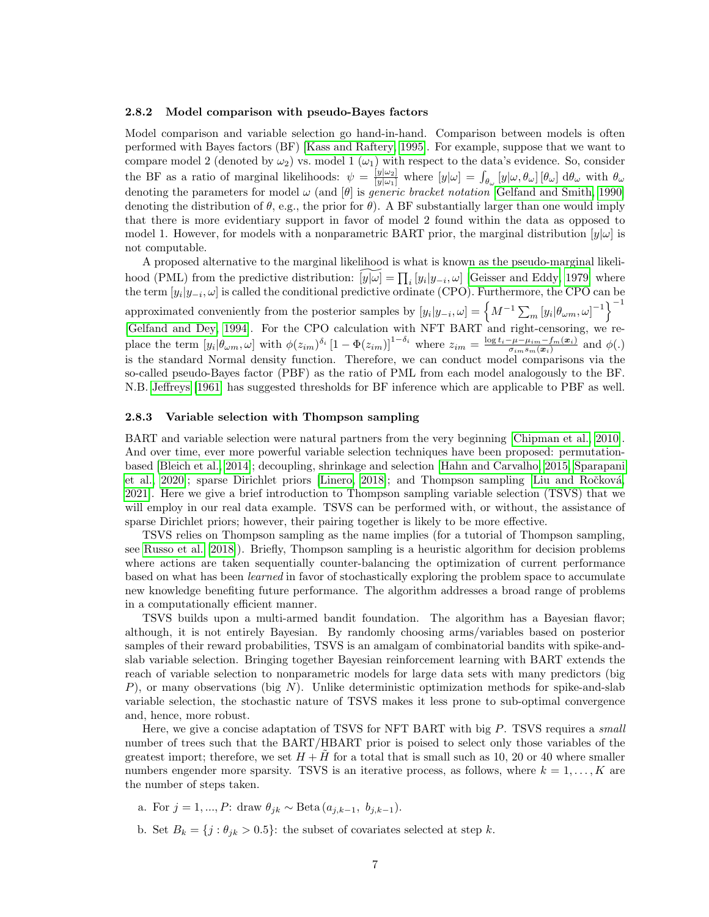#### 2.8.2 Model comparison with pseudo-Bayes factors

Model comparison and variable selection go hand-in-hand. Comparison between models is often performed with Bayes factors (BF) [Kass and Raftery, 1995]. For example, suppose that we want to compare model 2 (denoted by $\omega_2$) vs. model 1 ($\omega_1$) with respect to the data's evidence. So, consider the BF as a ratio of marginal likelihoods: $\psi = \frac{[y|\omega_2]}{[y|\omega_1]}$ where $[y|\omega] = \int_{\theta_\omega} [y|\omega, \theta_\omega] [\theta_\omega] \, \mathrm{d}\theta_\omega$ with $\theta_\omega$ denoting the parameters for model $\omega$ (and $[\theta]$ is *generic bracket notation* [Gelfand and Smith, 1990] denoting the distribution of $\theta$, e.g., the prior for $\theta$). A BF substantially larger than one would imply that there is more evidentiary support in favor of model 2 found within the data as opposed to model 1. However, for models with a nonparametric BART prior, the marginal distribution $[y|\omega]$ is not computable.

A proposed alternative to the marginal likelihood is what is known as the pseudo-marginal likelihood (PML) from the predictive distribution: $\widetilde{[y|\omega]} = \prod_i [y_i|y_{-i}, \omega]$ [Geisser and Eddy, 1979] where the term $[y_i|y_{-i}, \omega]$ is called the conditional predictive ordinate (CPO). Furthermore, the CPO can be approximated conveniently from the posterior samples by $[y_i|y_{-i}, \omega] = \left\{ M^{-1} \sum_m [y_i|\theta_{\omega m}, \omega]^{-1} \right\}^{-1}$ [Gelfand and Dey, 1994]. For the CPO calculation with NFT BART and right-censoring, we replace the term $[y_i|\theta_{\omega m}, \omega]$ with $\phi(z_{im})^{\delta_i} \left[1 - \Phi(z_{im})\right]^{1-\delta_i}$ where $z_{im} = \frac{\log t_i - \mu - \mu_{im} - f_m(\boldsymbol{x}_i)}{\sigma_{im} s_m(\boldsymbol{x}_i)}$ and $\phi(.)$ is the standard Normal density function. Therefore, we can conduct model comparisons via the so-called pseudo-Bayes factor (PBF) as the ratio of PML from each model analogously to the BF. N.B. Jeffreys [1961] has suggested thresholds for BF inference which are applicable to PBF as well.

#### 2.8.3 Variable selection with Thompson sampling

BART and variable selection were natural partners from the very beginning [Chipman et al., 2010]. And over time, ever more powerful variable selection techniques have been proposed: permutation-based [Bleich et al., 2014]; decoupling, shrinkage and selection [Hahn and Carvalho, 2015, Sparapani et al., 2020]; sparse Dirichlet priors [Linero, 2018]; and Thompson sampling [Liu and Ročková, 2021]. Here we give a brief introduction to Thompson sampling variable selection (TSVS) that we will employ in our real data example. TSVS can be performed with, or without, the assistance of sparse Dirichlet priors; however, their pairing together is likely to be more effective.

TSVS relies on Thompson sampling as the name implies (for a tutorial of Thompson sampling, see Russo et al. [2018]). Briefly, Thompson sampling is a heuristic algorithm for decision problems where actions are taken sequentially counter-balancing the optimization of current performance based on what has been *learned* in favor of stochastically exploring the problem space to accumulate new knowledge benefiting future performance. The algorithm addresses a broad range of problems in a computationally efficient manner.

TSVS builds upon a multi-armed bandit foundation. The algorithm has a Bayesian flavor; although, it is not entirely Bayesian. By randomly choosing arms/variables based on posterior samples of their reward probabilities, TSVS is an amalgam of combinatorial bandits with spike-and-slab variable selection. Bringing together Bayesian reinforcement learning with BART extends the reach of variable selection to nonparametric models for large data sets with many predictors (big $P$), or many observations (big $N$). Unlike deterministic optimization methods for spike-and-slab variable selection, the stochastic nature of TSVS makes it less prone to sub-optimal convergence and, hence, more robust.

Here, we give a concise adaptation of TSVS for NFT BART with big $P$. TSVS requires a *small* number of trees such that the BART/HBART prior is poised to select only those variables of the greatest import; therefore, we set $H + \tilde{H}$ for a total that is small such as 10, 20 or 40 where smaller numbers engender more sparsity. TSVS is an iterative process, as follows, where $k = 1, \ldots, K$ are the number of steps taken.

a. For $j = 1, ..., P$: draw $\theta_{jk} \sim \text{Beta}\left(a_{j,k-1}, \; b_{j,k-1}\right)$.

b. Set $B_k = \{j : \theta_{jk} > 0.5\}$: the subset of covariates selected at step $k$.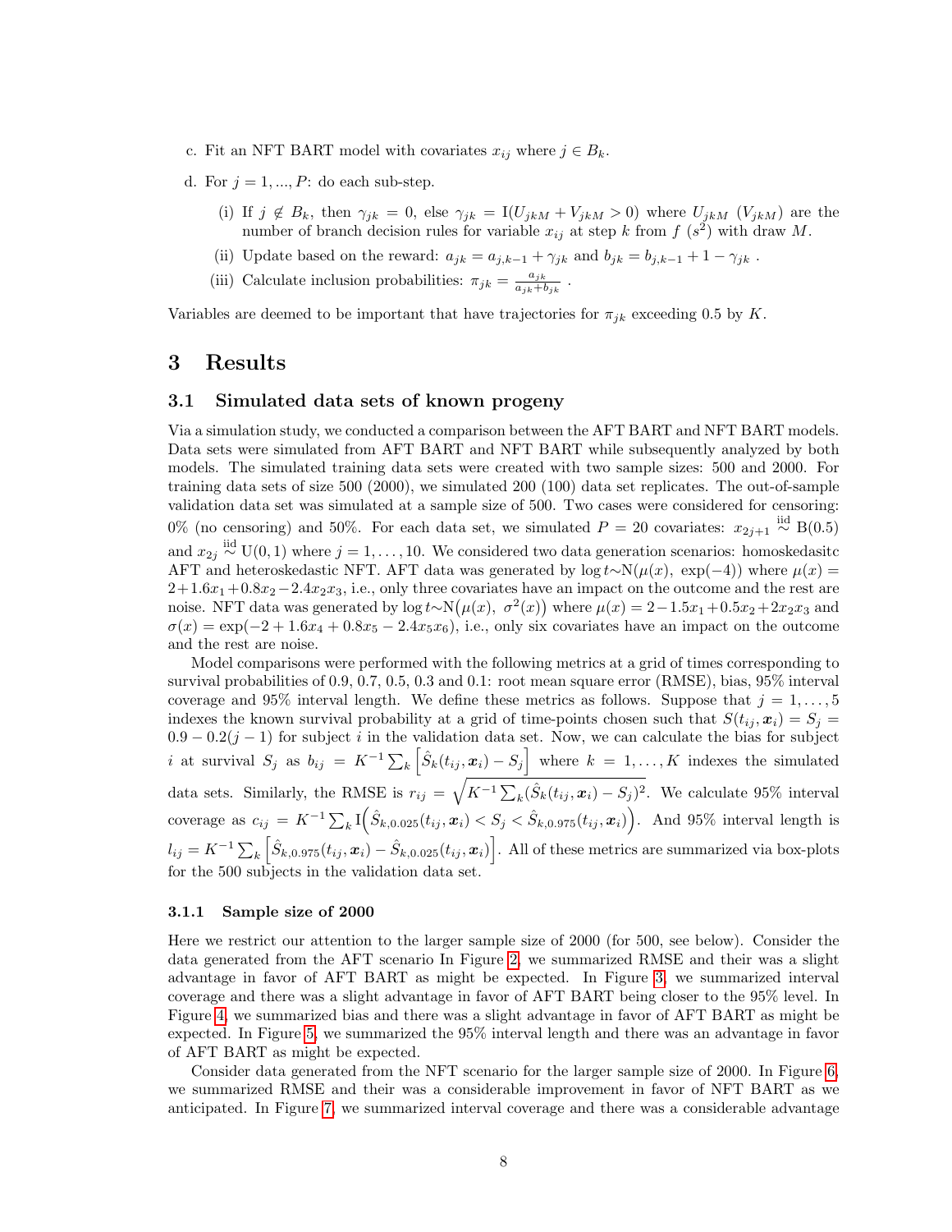c. Fit an NFT BART model with covariates $x_{ij}$ where $j \in B_k$.

d. For $j = 1, ..., P$: do each sub-step.

   (i) If $j \notin B_k$, then $\gamma_{jk} = 0$, else $\gamma_{jk} = \mathrm{I}(U_{jkM} + V_{jkM} > 0)$ where $U_{jkM}$ ($V_{jkM}$) are the number of branch decision rules for variable $x_{ij}$ at step $k$ from $f$ ($s^2$) with draw $M$.

   (ii) Update based on the reward: $a_{jk} = a_{j,k-1} + \gamma_{jk}$ and $b_{jk} = b_{j,k-1} + 1 - \gamma_{jk}$ .

   (iii) Calculate inclusion probabilities: $\pi_{jk} = \frac{a_{jk}}{a_{jk}+b_{jk}}$ .

Variables are deemed to be important that have trajectories for $\pi_{jk}$ exceeding 0.5 by $K$.

# 3 Results

## 3.1 Simulated data sets of known progeny

Via a simulation study, we conducted a comparison between the AFT BART and NFT BART models. Data sets were simulated from AFT BART and NFT BART while subsequently analyzed by both models. The simulated training data sets were created with two sample sizes: 500 and 2000. For training data sets of size 500 (2000), we simulated 200 (100) data set replicates. The out-of-sample validation data set was simulated at a sample size of 500. Two cases were considered for censoring: 0% (no censoring) and 50%. For each data set, we simulated $P = 20$ covariates: $x_{2j+1} \overset{\text{iid}}{\sim} \mathrm{B}(0.5)$ and $x_{2j} \overset{\text{iid}}{\sim} \mathrm{U}(0, 1)$ where $j = 1, \ldots, 10$. We considered two data generation scenarios: homoskedasitc AFT and heteroskedastic NFT. AFT data was generated by $\log t \sim \mathrm{N}(\mu(x),\ \exp(-4))$ where $\mu(x) = 2+1.6x_1+0.8x_2-2.4x_2x_3$, i.e., only three covariates have an impact on the outcome and the rest are noise. NFT data was generated by $\log t \sim \mathrm{N}\big(\mu(x),\ \sigma^2(x)\big)$ where $\mu(x) = 2-1.5x_1+0.5x_2+2x_2x_3$ and $\sigma(x) = \exp(-2 + 1.6x_4 + 0.8x_5 - 2.4x_5x_6)$, i.e., only six covariates have an impact on the outcome and the rest are noise.

Model comparisons were performed with the following metrics at a grid of times corresponding to survival probabilities of 0.9, 0.7, 0.5, 0.3 and 0.1: root mean square error (RMSE), bias, 95% interval coverage and 95% interval length. We define these metrics as follows. Suppose that $j = 1, \ldots, 5$ indexes the known survival probability at a grid of time-points chosen such that $S(t_{ij}, \boldsymbol{x}_i) = S_j = 0.9 - 0.2(j-1)$ for subject $i$ in the validation data set. Now, we can calculate the bias for subject $i$ at survival $S_j$ as $b_{ij} = K^{-1} \sum_k \left[\hat{S}_k(t_{ij}, \boldsymbol{x}_i) - S_j\right]$ where $k = 1, \ldots, K$ indexes the simulated data sets. Similarly, the RMSE is $r_{ij} = \sqrt{K^{-1} \sum_k (\hat{S}_k(t_{ij}, \boldsymbol{x}_i) - S_j)^2}$. We calculate 95% interval coverage as $c_{ij} = K^{-1} \sum_k \mathrm{I}\Big(\hat{S}_{k,0.025}(t_{ij}, \boldsymbol{x}_i) < S_j < \hat{S}_{k,0.975}(t_{ij}, \boldsymbol{x}_i)\Big)$. And 95% interval length is $l_{ij} = K^{-1} \sum_k \left[\hat{S}_{k,0.975}(t_{ij}, \boldsymbol{x}_i) - \hat{S}_{k,0.025}(t_{ij}, \boldsymbol{x}_i)\right]$. All of these metrics are summarized via box-plots for the 500 subjects in the validation data set.

### 3.1.1 Sample size of 2000

Here we restrict our attention to the larger sample size of 2000 (for 500, see below). Consider the data generated from the AFT scenario In Figure 2, we summarized RMSE and their was a slight advantage in favor of AFT BART as might be expected. In Figure 3, we summarized interval coverage and there was a slight advantage in favor of AFT BART being closer to the 95% level. In Figure 4, we summarized bias and there was a slight advantage in favor of AFT BART as might be expected. In Figure 5, we summarized the 95% interval length and there was an advantage in favor of AFT BART as might be expected.

Consider data generated from the NFT scenario for the larger sample size of 2000. In Figure 6, we summarized RMSE and their was a considerable improvement in favor of NFT BART as we anticipated. In Figure 7, we summarized interval coverage and there was a considerable advantage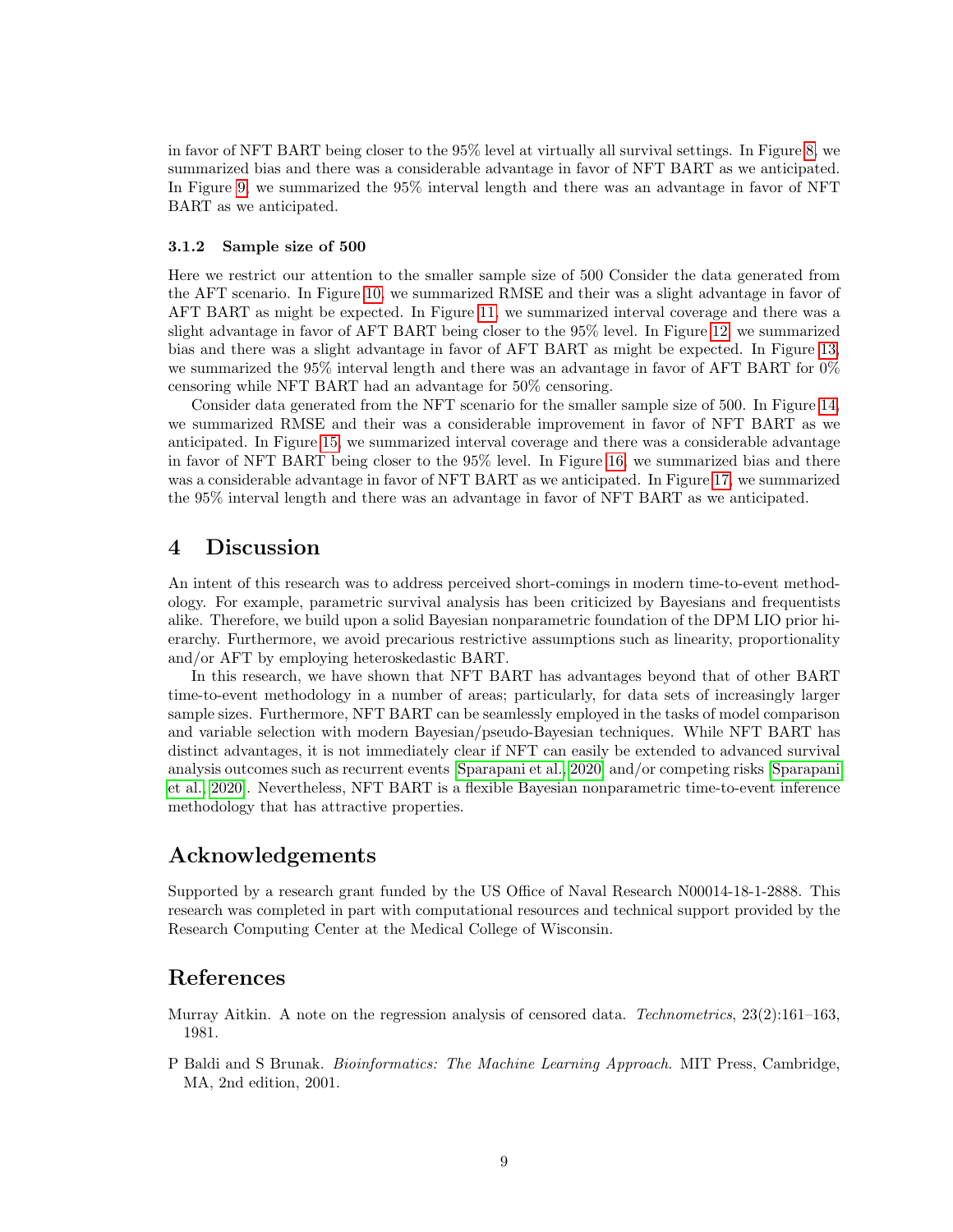in favor of NFT BART being closer to the 95% level at virtually all survival settings. In Figure 8, we summarized bias and there was a considerable advantage in favor of NFT BART as we anticipated. In Figure 9, we summarized the 95% interval length and there was an advantage in favor of NFT BART as we anticipated.

#### 3.1.2 Sample size of 500

Here we restrict our attention to the smaller sample size of 500 Consider the data generated from the AFT scenario. In Figure 10, we summarized RMSE and their was a slight advantage in favor of AFT BART as might be expected. In Figure 11, we summarized interval coverage and there was a slight advantage in favor of AFT BART being closer to the 95% level. In Figure 12, we summarized bias and there was a slight advantage in favor of AFT BART as might be expected. In Figure 13, we summarized the 95% interval length and there was an advantage in favor of AFT BART for 0% censoring while NFT BART had an advantage for 50% censoring.

Consider data generated from the NFT scenario for the smaller sample size of 500. In Figure 14, we summarized RMSE and their was a considerable improvement in favor of NFT BART as we anticipated. In Figure 15, we summarized interval coverage and there was a considerable advantage in favor of NFT BART being closer to the 95% level. In Figure 16, we summarized bias and there was a considerable advantage in favor of NFT BART as we anticipated. In Figure 17, we summarized the 95% interval length and there was an advantage in favor of NFT BART as we anticipated.

## 4 Discussion

An intent of this research was to address perceived short-comings in modern time-to-event methodology. For example, parametric survival analysis has been criticized by Bayesians and frequentists alike. Therefore, we build upon a solid Bayesian nonparametric foundation of the DPM LIO prior hierarchy. Furthermore, we avoid precarious restrictive assumptions such as linearity, proportionality and/or AFT by employing heteroskedastic BART.

In this research, we have shown that NFT BART has advantages beyond that of other BART time-to-event methodology in a number of areas; particularly, for data sets of increasingly larger sample sizes. Furthermore, NFT BART can be seamlessly employed in the tasks of model comparison and variable selection with modern Bayesian/pseudo-Bayesian techniques. While NFT BART has distinct advantages, it is not immediately clear if NFT can easily be extended to advanced survival analysis outcomes such as recurrent events [Sparapani et al., 2020] and/or competing risks [Sparapani et al., 2020]. Nevertheless, NFT BART is a flexible Bayesian nonparametric time-to-event inference methodology that has attractive properties.

## Acknowledgements

Supported by a research grant funded by the US Office of Naval Research N00014-18-1-2888. This research was completed in part with computational resources and technical support provided by the Research Computing Center at the Medical College of Wisconsin.

## References

Murray Aitkin. A note on the regression analysis of censored data. *Technometrics*, 23(2):161–163, 1981.

P Baldi and S Brunak. *Bioinformatics: The Machine Learning Approach*. MIT Press, Cambridge, MA, 2nd edition, 2001.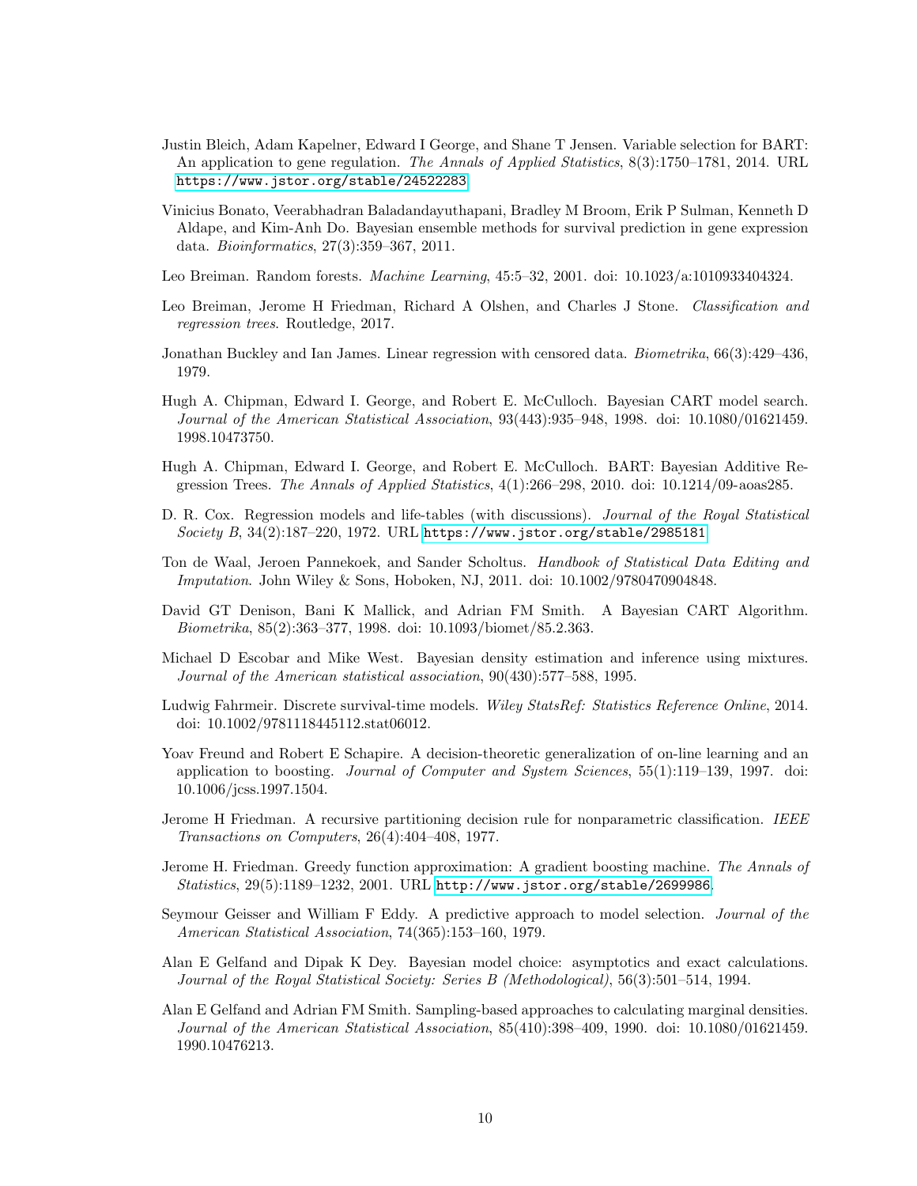Justin Bleich, Adam Kapelner, Edward I George, and Shane T Jensen. Variable selection for BART: An application to gene regulation. *The Annals of Applied Statistics*, 8(3):1750–1781, 2014. URL https://www.jstor.org/stable/24522283.

Vinicius Bonato, Veerabhadran Baladandayuthapani, Bradley M Broom, Erik P Sulman, Kenneth D Aldape, and Kim-Anh Do. Bayesian ensemble methods for survival prediction in gene expression data. *Bioinformatics*, 27(3):359–367, 2011.

Leo Breiman. Random forests. *Machine Learning*, 45:5–32, 2001. doi: 10.1023/a:1010933404324.

Leo Breiman, Jerome H Friedman, Richard A Olshen, and Charles J Stone. *Classification and regression trees*. Routledge, 2017.

Jonathan Buckley and Ian James. Linear regression with censored data. *Biometrika*, 66(3):429–436, 1979.

Hugh A. Chipman, Edward I. George, and Robert E. McCulloch. Bayesian CART model search. *Journal of the American Statistical Association*, 93(443):935–948, 1998. doi: 10.1080/01621459.1998.10473750.

Hugh A. Chipman, Edward I. George, and Robert E. McCulloch. BART: Bayesian Additive Regression Trees. *The Annals of Applied Statistics*, 4(1):266–298, 2010. doi: 10.1214/09-aoas285.

D. R. Cox. Regression models and life-tables (with discussions). *Journal of the Royal Statistical Society B*, 34(2):187–220, 1972. URL https://www.jstor.org/stable/2985181.

Ton de Waal, Jeroen Pannekoek, and Sander Scholtus. *Handbook of Statistical Data Editing and Imputation*. John Wiley & Sons, Hoboken, NJ, 2011. doi: 10.1002/9780470904848.

David GT Denison, Bani K Mallick, and Adrian FM Smith. A Bayesian CART Algorithm. *Biometrika*, 85(2):363–377, 1998. doi: 10.1093/biomet/85.2.363.

Michael D Escobar and Mike West. Bayesian density estimation and inference using mixtures. *Journal of the American statistical association*, 90(430):577–588, 1995.

Ludwig Fahrmeir. Discrete survival-time models. *Wiley StatsRef: Statistics Reference Online*, 2014. doi: 10.1002/9781118445112.stat06012.

Yoav Freund and Robert E Schapire. A decision-theoretic generalization of on-line learning and an application to boosting. *Journal of Computer and System Sciences*, 55(1):119–139, 1997. doi: 10.1006/jcss.1997.1504.

Jerome H Friedman. A recursive partitioning decision rule for nonparametric classification. *IEEE Transactions on Computers*, 26(4):404–408, 1977.

Jerome H. Friedman. Greedy function approximation: A gradient boosting machine. *The Annals of Statistics*, 29(5):1189–1232, 2001. URL http://www.jstor.org/stable/2699986.

Seymour Geisser and William F Eddy. A predictive approach to model selection. *Journal of the American Statistical Association*, 74(365):153–160, 1979.

Alan E Gelfand and Dipak K Dey. Bayesian model choice: asymptotics and exact calculations. *Journal of the Royal Statistical Society: Series B (Methodological)*, 56(3):501–514, 1994.

Alan E Gelfand and Adrian FM Smith. Sampling-based approaches to calculating marginal densities. *Journal of the American Statistical Association*, 85(410):398–409, 1990. doi: 10.1080/01621459.1990.10476213.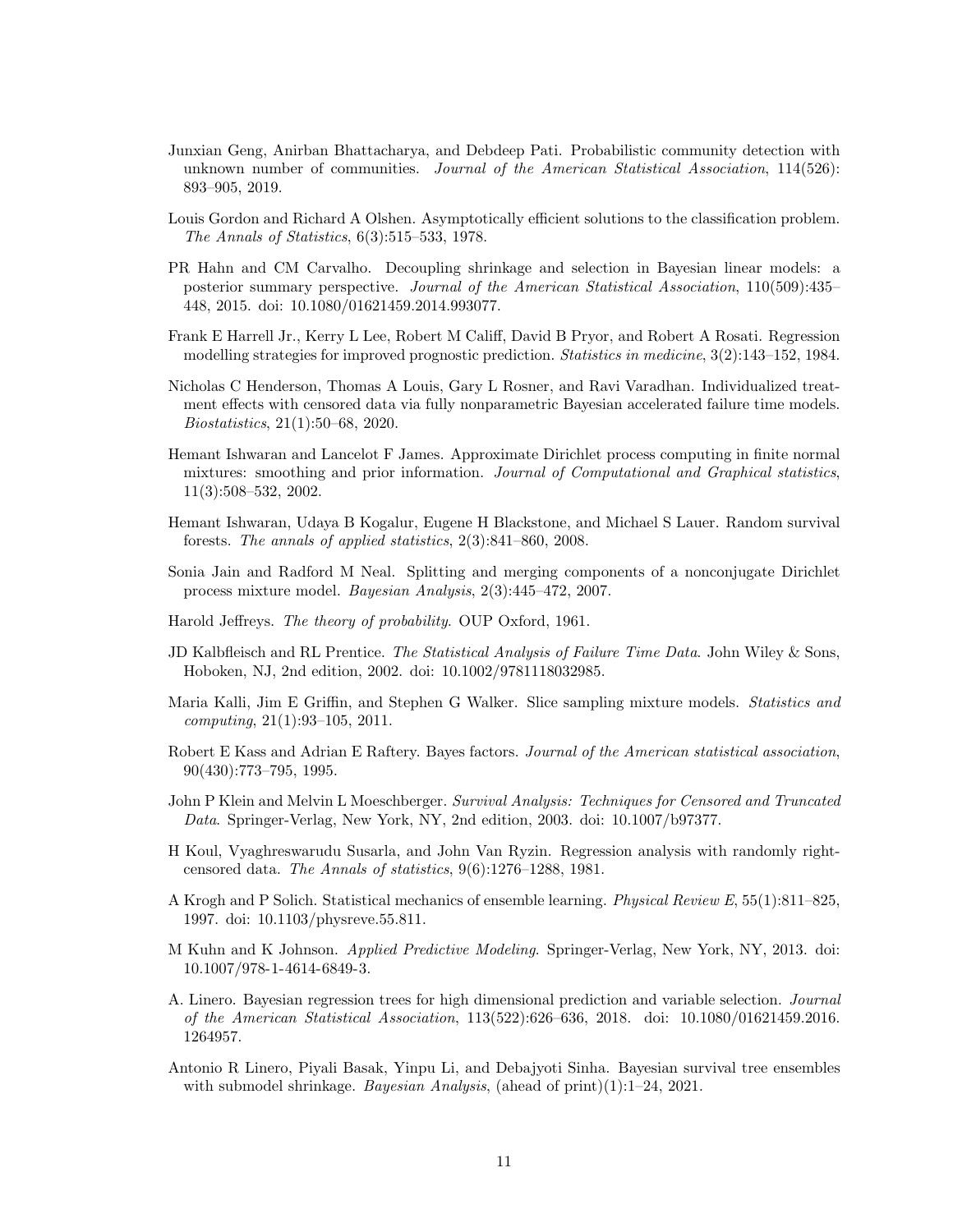Junxian Geng, Anirban Bhattacharya, and Debdeep Pati. Probabilistic community detection with unknown number of communities. *Journal of the American Statistical Association*, 114(526): 893–905, 2019.

Louis Gordon and Richard A Olshen. Asymptotically efficient solutions to the classification problem. *The Annals of Statistics*, 6(3):515–533, 1978.

PR Hahn and CM Carvalho. Decoupling shrinkage and selection in Bayesian linear models: a posterior summary perspective. *Journal of the American Statistical Association*, 110(509):435–448, 2015. doi: 10.1080/01621459.2014.993077.

Frank E Harrell Jr., Kerry L Lee, Robert M Califf, David B Pryor, and Robert A Rosati. Regression modelling strategies for improved prognostic prediction. *Statistics in medicine*, 3(2):143–152, 1984.

Nicholas C Henderson, Thomas A Louis, Gary L Rosner, and Ravi Varadhan. Individualized treatment effects with censored data via fully nonparametric Bayesian accelerated failure time models. *Biostatistics*, 21(1):50–68, 2020.

Hemant Ishwaran and Lancelot F James. Approximate Dirichlet process computing in finite normal mixtures: smoothing and prior information. *Journal of Computational and Graphical statistics*, 11(3):508–532, 2002.

Hemant Ishwaran, Udaya B Kogalur, Eugene H Blackstone, and Michael S Lauer. Random survival forests. *The annals of applied statistics*, 2(3):841–860, 2008.

Sonia Jain and Radford M Neal. Splitting and merging components of a nonconjugate Dirichlet process mixture model. *Bayesian Analysis*, 2(3):445–472, 2007.

Harold Jeffreys. *The theory of probability*. OUP Oxford, 1961.

JD Kalbfleisch and RL Prentice. *The Statistical Analysis of Failure Time Data*. John Wiley & Sons, Hoboken, NJ, 2nd edition, 2002. doi: 10.1002/9781118032985.

Maria Kalli, Jim E Griffin, and Stephen G Walker. Slice sampling mixture models. *Statistics and computing*, 21(1):93–105, 2011.

Robert E Kass and Adrian E Raftery. Bayes factors. *Journal of the American statistical association*, 90(430):773–795, 1995.

John P Klein and Melvin L Moeschberger. *Survival Analysis: Techniques for Censored and Truncated Data*. Springer-Verlag, New York, NY, 2nd edition, 2003. doi: 10.1007/b97377.

H Koul, Vyaghreswarudu Susarla, and John Van Ryzin. Regression analysis with randomly right-censored data. *The Annals of statistics*, 9(6):1276–1288, 1981.

A Krogh and P Solich. Statistical mechanics of ensemble learning. *Physical Review E*, 55(1):811–825, 1997. doi: 10.1103/physreve.55.811.

M Kuhn and K Johnson. *Applied Predictive Modeling*. Springer-Verlag, New York, NY, 2013. doi: 10.1007/978-1-4614-6849-3.

A. Linero. Bayesian regression trees for high dimensional prediction and variable selection. *Journal of the American Statistical Association*, 113(522):626–636, 2018. doi: 10.1080/01621459.2016.1264957.

Antonio R Linero, Piyali Basak, Yinpu Li, and Debajyoti Sinha. Bayesian survival tree ensembles with submodel shrinkage. *Bayesian Analysis*, (ahead of print)(1):1–24, 2021.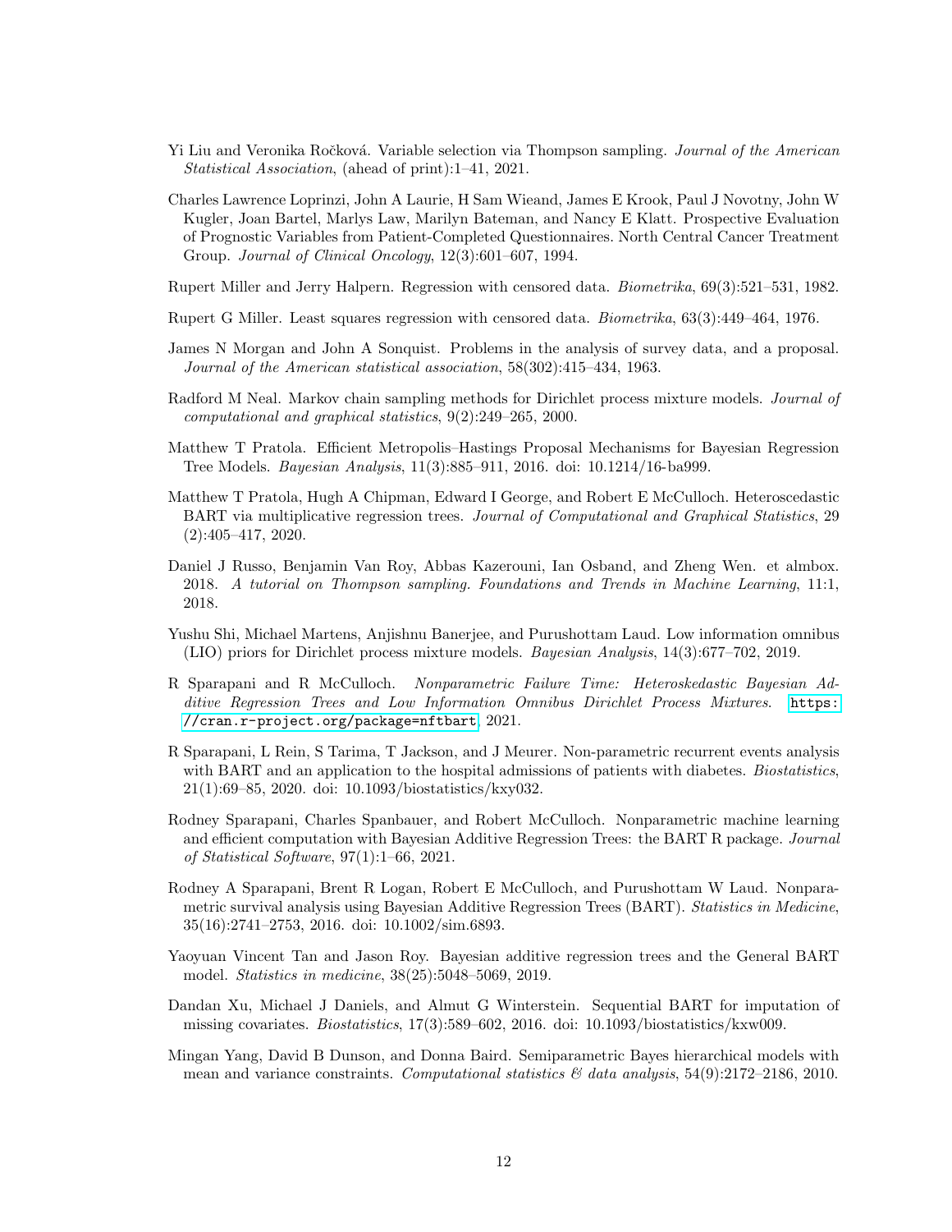Yi Liu and Veronika Ročková. Variable selection via Thompson sampling. *Journal of the American Statistical Association*, (ahead of print):1–41, 2021.

Charles Lawrence Loprinzi, John A Laurie, H Sam Wieand, James E Krook, Paul J Novotny, John W Kugler, Joan Bartel, Marlys Law, Marilyn Bateman, and Nancy E Klatt. Prospective Evaluation of Prognostic Variables from Patient-Completed Questionnaires. North Central Cancer Treatment Group. *Journal of Clinical Oncology*, 12(3):601–607, 1994.

Rupert Miller and Jerry Halpern. Regression with censored data. *Biometrika*, 69(3):521–531, 1982.

Rupert G Miller. Least squares regression with censored data. *Biometrika*, 63(3):449–464, 1976.

James N Morgan and John A Sonquist. Problems in the analysis of survey data, and a proposal. *Journal of the American statistical association*, 58(302):415–434, 1963.

Radford M Neal. Markov chain sampling methods for Dirichlet process mixture models. *Journal of computational and graphical statistics*, 9(2):249–265, 2000.

Matthew T Pratola. Efficient Metropolis–Hastings Proposal Mechanisms for Bayesian Regression Tree Models. *Bayesian Analysis*, 11(3):885–911, 2016. doi: 10.1214/16-ba999.

Matthew T Pratola, Hugh A Chipman, Edward I George, and Robert E McCulloch. Heteroscedastic BART via multiplicative regression trees. *Journal of Computational and Graphical Statistics*, 29 (2):405–417, 2020.

Daniel J Russo, Benjamin Van Roy, Abbas Kazerouni, Ian Osband, and Zheng Wen. et almbox. 2018. *A tutorial on Thompson sampling. Foundations and Trends in Machine Learning*, 11:1, 2018.

Yushu Shi, Michael Martens, Anjishnu Banerjee, and Purushottam Laud. Low information omnibus (LIO) priors for Dirichlet process mixture models. *Bayesian Analysis*, 14(3):677–702, 2019.

R Sparapani and R McCulloch. *Nonparametric Failure Time: Heteroskedastic Bayesian Additive Regression Trees and Low Information Omnibus Dirichlet Process Mixtures*. `https://cran.r-project.org/package=nftbart`, 2021.

R Sparapani, L Rein, S Tarima, T Jackson, and J Meurer. Non-parametric recurrent events analysis with BART and an application to the hospital admissions of patients with diabetes. *Biostatistics*, 21(1):69–85, 2020. doi: 10.1093/biostatistics/kxy032.

Rodney Sparapani, Charles Spanbauer, and Robert McCulloch. Nonparametric machine learning and efficient computation with Bayesian Additive Regression Trees: the BART R package. *Journal of Statistical Software*, 97(1):1–66, 2021.

Rodney A Sparapani, Brent R Logan, Robert E McCulloch, and Purushottam W Laud. Nonparametric survival analysis using Bayesian Additive Regression Trees (BART). *Statistics in Medicine*, 35(16):2741–2753, 2016. doi: 10.1002/sim.6893.

Yaoyuan Vincent Tan and Jason Roy. Bayesian additive regression trees and the General BART model. *Statistics in medicine*, 38(25):5048–5069, 2019.

Dandan Xu, Michael J Daniels, and Almut G Winterstein. Sequential BART for imputation of missing covariates. *Biostatistics*, 17(3):589–602, 2016. doi: 10.1093/biostatistics/kxw009.

Mingan Yang, David B Dunson, and Donna Baird. Semiparametric Bayes hierarchical models with mean and variance constraints. *Computational statistics & data analysis*, 54(9):2172–2186, 2010.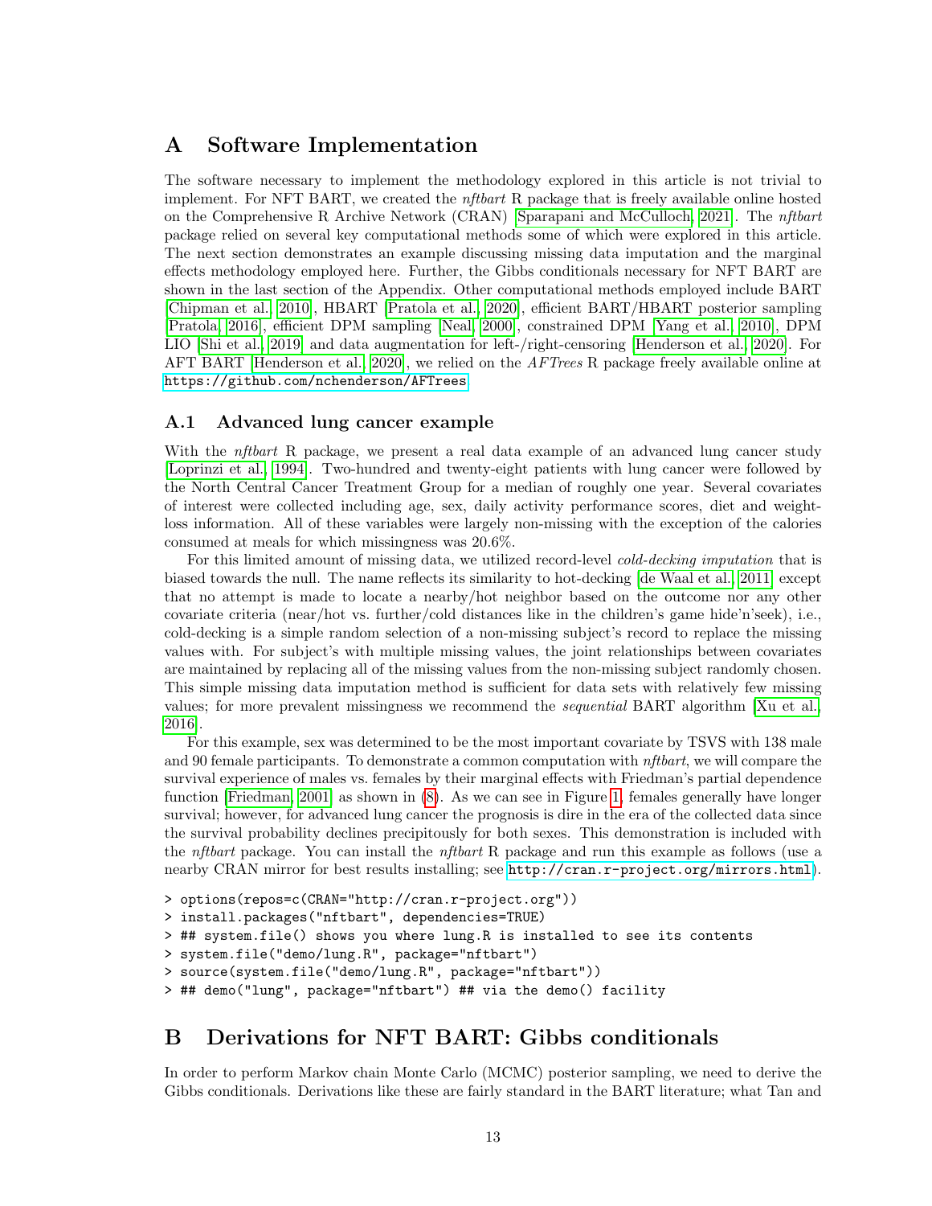# A Software Implementation

The software necessary to implement the methodology explored in this article is not trivial to implement. For NFT BART, we created the *nftbart* R package that is freely available online hosted on the Comprehensive R Archive Network (CRAN) [Sparapani and McCulloch, 2021]. The *nftbart* package relied on several key computational methods some of which were explored in this article. The next section demonstrates an example discussing missing data imputation and the marginal effects methodology employed here. Further, the Gibbs conditionals necessary for NFT BART are shown in the last section of the Appendix. Other computational methods employed include BART [Chipman et al., 2010], HBART [Pratola et al., 2020], efficient BART/HBART posterior sampling [Pratola, 2016], efficient DPM sampling [Neal, 2000], constrained DPM [Yang et al., 2010], DPM LIO [Shi et al., 2019] and data augmentation for left-/right-censoring [Henderson et al., 2020]. For AFT BART [Henderson et al., 2020], we relied on the *AFTrees* R package freely available online at https://github.com/nchenderson/AFTrees

## A.1 Advanced lung cancer example

With the *nftbart* R package, we present a real data example of an advanced lung cancer study [Loprinzi et al., 1994]. Two-hundred and twenty-eight patients with lung cancer were followed by the North Central Cancer Treatment Group for a median of roughly one year. Several covariates of interest were collected including age, sex, daily activity performance scores, diet and weight-loss information. All of these variables were largely non-missing with the exception of the calories consumed at meals for which missingness was 20.6%.

For this limited amount of missing data, we utilized record-level *cold-decking imputation* that is biased towards the null. The name reflects its similarity to hot-decking [de Waal et al., 2011] except that no attempt is made to locate a nearby/hot neighbor based on the outcome nor any other covariate criteria (near/hot vs. further/cold distances like in the children's game hide'n'seek), i.e., cold-decking is a simple random selection of a non-missing subject's record to replace the missing values with. For subject's with multiple missing values, the joint relationships between covariates are maintained by replacing all of the missing values from the non-missing subject randomly chosen. This simple missing data imputation method is sufficient for data sets with relatively few missing values; for more prevalent missingness we recommend the *sequential* BART algorithm [Xu et al., 2016].

For this example, sex was determined to be the most important covariate by TSVS with 138 male and 90 female participants. To demonstrate a common computation with *nftbart*, we will compare the survival experience of males vs. females by their marginal effects with Friedman's partial dependence function [Friedman, 2001] as shown in (8). As we can see in Figure 1, females generally have longer survival; however, for advanced lung cancer the prognosis is dire in the era of the collected data since the survival probability declines precipitously for both sexes. This demonstration is included with the *nftbart* package. You can install the *nftbart* R package and run this example as follows (use a nearby CRAN mirror for best results installing; see http://cran.r-project.org/mirrors.html).

```
> options(repos=c(CRAN="http://cran.r-project.org"))
> install.packages("nftbart", dependencies=TRUE)
> ## system.file() shows you where lung.R is installed to see its contents
> system.file("demo/lung.R", package="nftbart")
> source(system.file("demo/lung.R", package="nftbart"))
> ## demo("lung", package="nftbart") ## via the demo() facility
```

# B Derivations for NFT BART: Gibbs conditionals

In order to perform Markov chain Monte Carlo (MCMC) posterior sampling, we need to derive the Gibbs conditionals. Derivations like these are fairly standard in the BART literature; what Tan and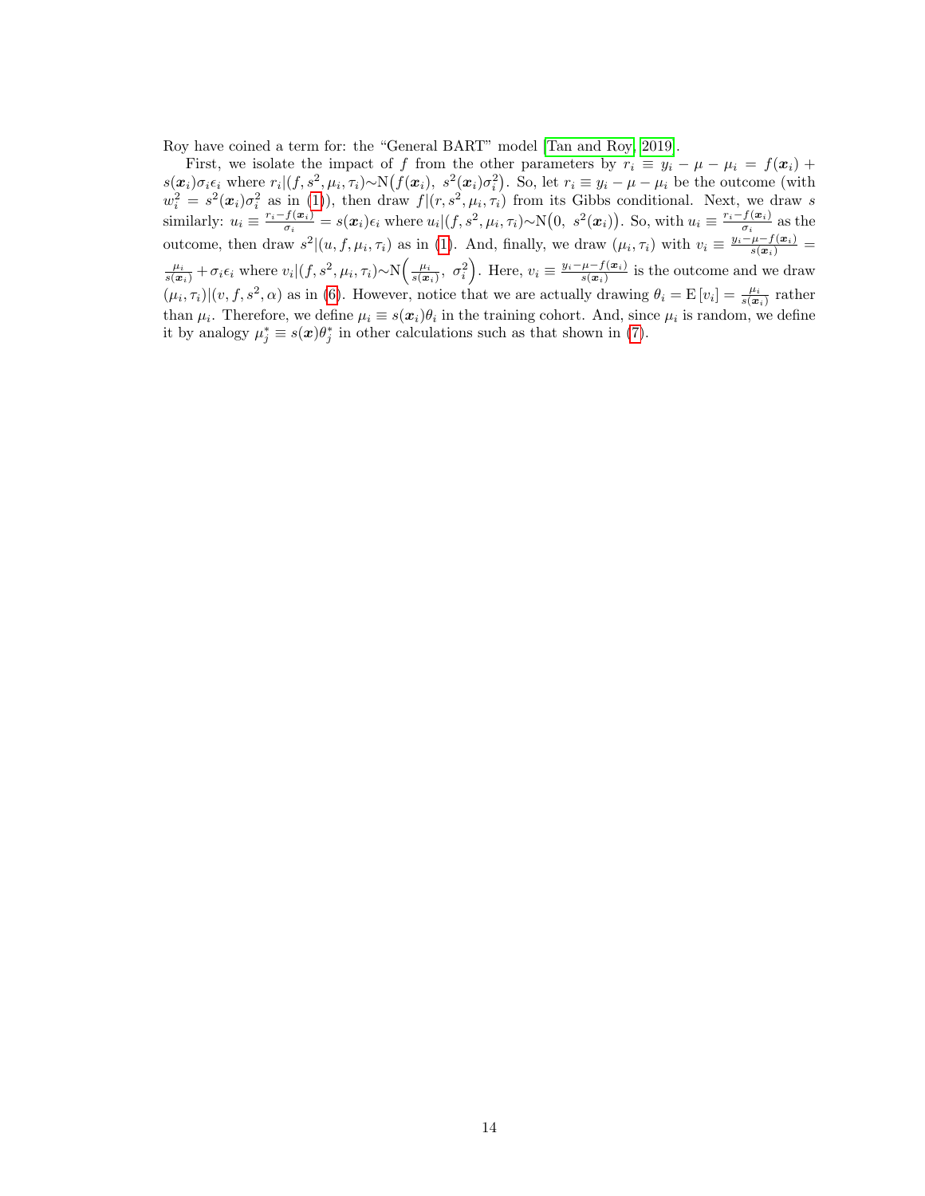Roy have coined a term for: the "General BART" model [Tan and Roy, 2019].

First, we isolate the impact of $f$ from the other parameters by $r_i \equiv y_i - \mu - \mu_i = f(\boldsymbol{x}_i) + s(\boldsymbol{x}_i)\sigma_i\epsilon_i$ where $r_i|(f, s^2, \mu_i, \tau_i) \sim \mathrm{N}\big(f(\boldsymbol{x}_i),\ s^2(\boldsymbol{x}_i)\sigma_i^2\big)$. So, let $r_i \equiv y_i - \mu - \mu_i$ be the outcome (with $w_i^2 = s^2(\boldsymbol{x}_i)\sigma_i^2$ as in (1)), then draw $f|(r, s^2, \mu_i, \tau_i)$ from its Gibbs conditional. Next, we draw $s$ similarly: $u_i \equiv \frac{r_i - f(\boldsymbol{x}_i)}{\sigma_i} = s(\boldsymbol{x}_i)\epsilon_i$ where $u_i|(f, s^2, \mu_i, \tau_i) \sim \mathrm{N}\big(0,\ s^2(\boldsymbol{x}_i)\big)$. So, with $u_i \equiv \frac{r_i - f(\boldsymbol{x}_i)}{\sigma_i}$ as the outcome, then draw $s^2|(u, f, \mu_i, \tau_i)$ as in (1). And, finally, we draw $(\mu_i, \tau_i)$ with $v_i \equiv \frac{y_i - \mu - f(\boldsymbol{x}_i)}{s(\boldsymbol{x}_i)} = \frac{\mu_i}{s(\boldsymbol{x}_i)} + \sigma_i\epsilon_i$ where $v_i|(f, s^2, \mu_i, \tau_i) \sim \mathrm{N}\Big(\frac{\mu_i}{s(\boldsymbol{x}_i)},\ \sigma_i^2\Big)$. Here, $v_i \equiv \frac{y_i - \mu - f(\boldsymbol{x}_i)}{s(\boldsymbol{x}_i)}$ is the outcome and we draw $(\mu_i, \tau_i)|(v, f, s^2, \alpha)$ as in (6). However, notice that we are actually drawing $\theta_i = \mathrm{E}[v_i] = \frac{\mu_i}{s(\boldsymbol{x}_i)}$ rather than $\mu_i$. Therefore, we define $\mu_i \equiv s(\boldsymbol{x}_i)\theta_i$ in the training cohort. And, since $\mu_i$ is random, we define it by analogy $\mu_j^* \equiv s(\boldsymbol{x})\theta_j^*$ in other calculations such as that shown in (7).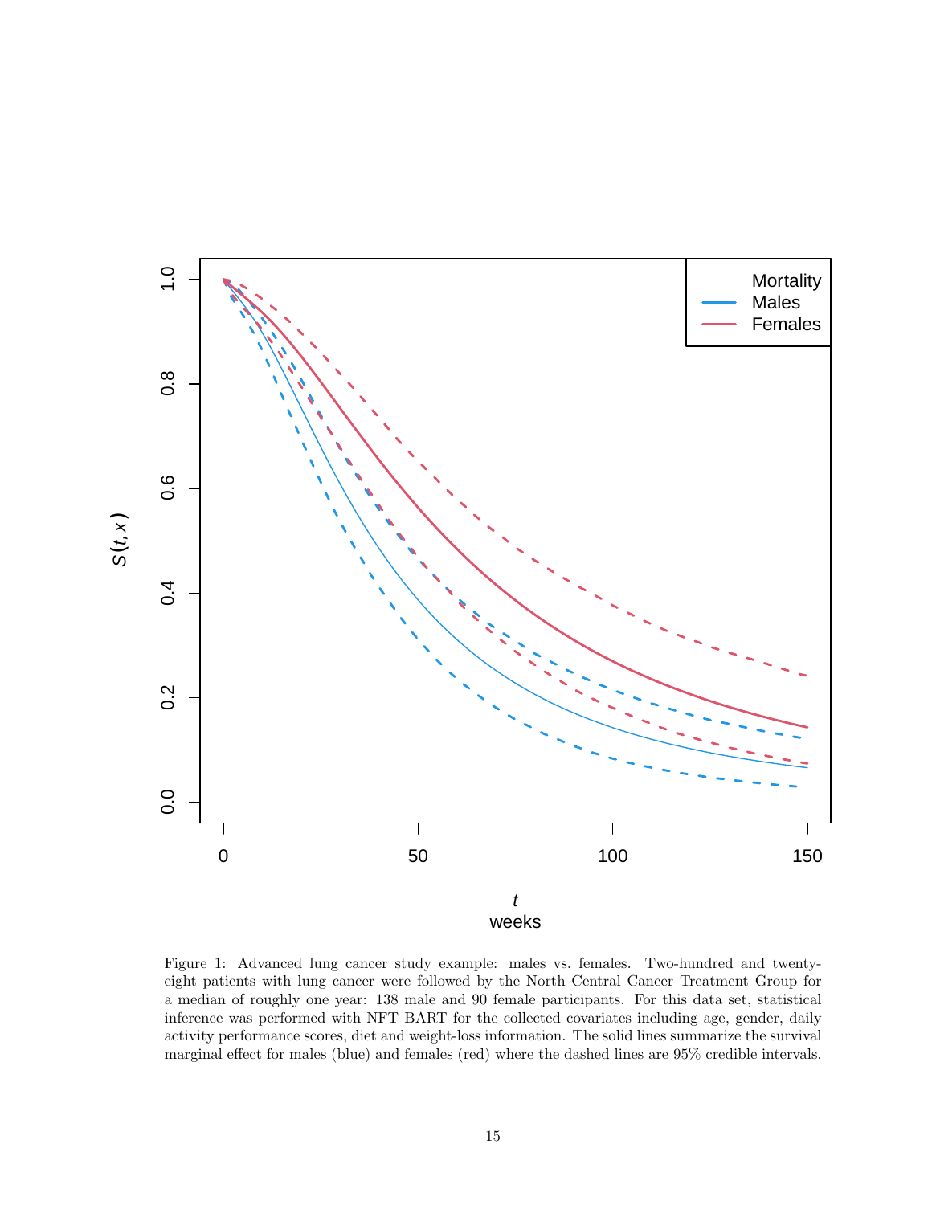Figure 1: Advanced lung cancer study example: males vs. females. Two-hundred and twenty-eight patients with lung cancer were followed by the North Central Cancer Treatment Group for a median of roughly one year: 138 male and 90 female participants. For this data set, statistical inference was performed with NFT BART for the collected covariates including age, gender, daily activity performance scores, diet and weight-loss information. The solid lines summarize the survival marginal effect for males (blue) and females (red) where the dashed lines are 95% credible intervals.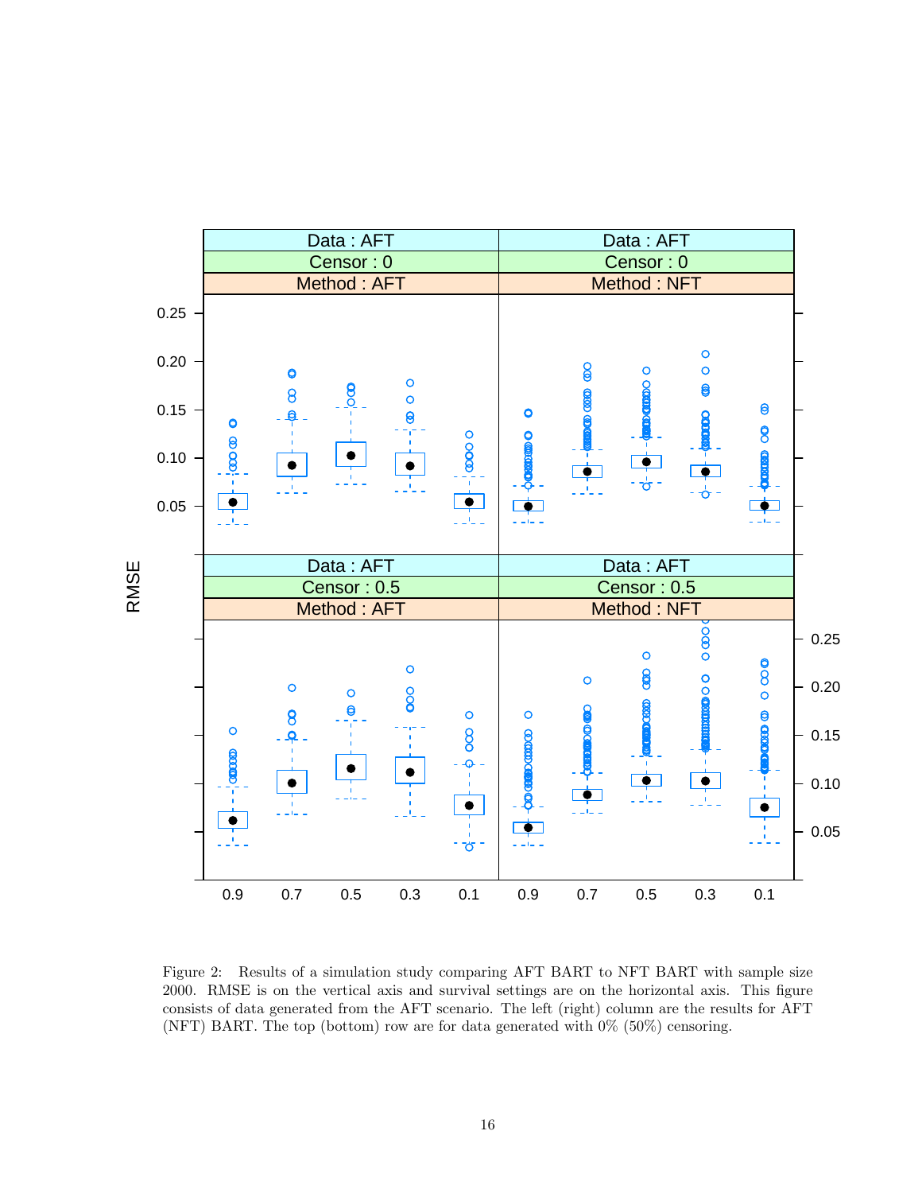Figure 2: Results of a simulation study comparing AFT BART to NFT BART with sample size 2000. RMSE is on the vertical axis and survival settings are on the horizontal axis. This figure consists of data generated from the AFT scenario. The left (right) column are the results for AFT (NFT) BART. The top (bottom) row are for data generated with 0% (50%) censoring.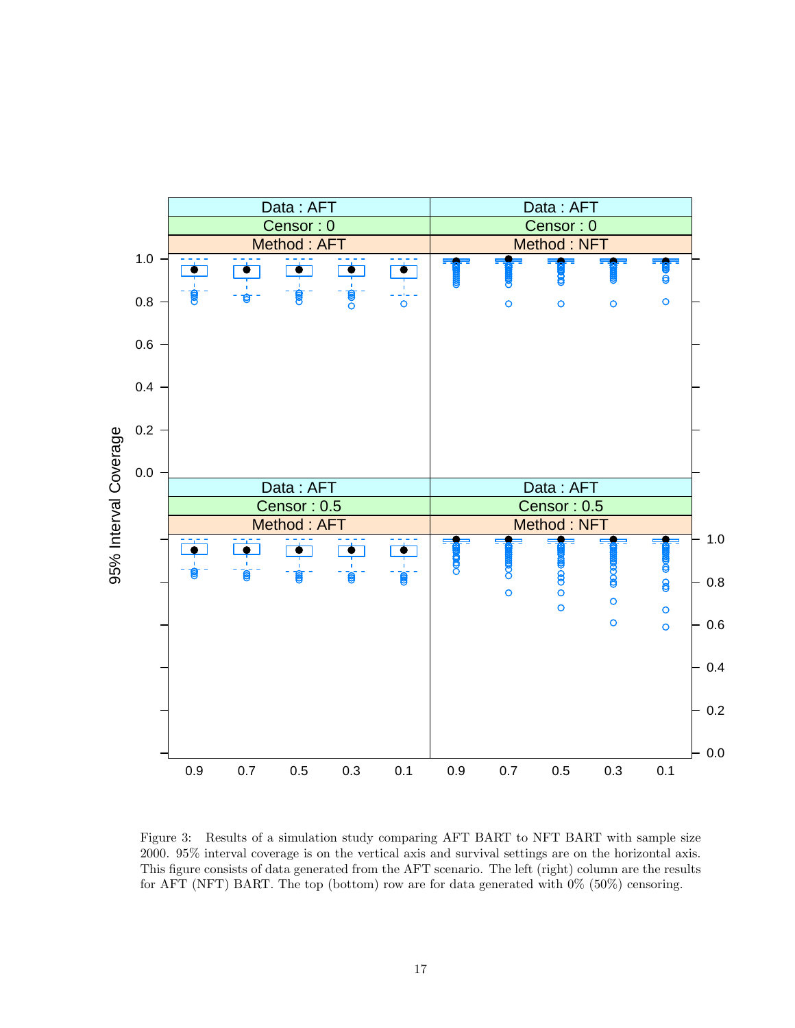Figure 3: Results of a simulation study comparing AFT BART to NFT BART with sample size 2000. 95% interval coverage is on the vertical axis and survival settings are on the horizontal axis. This figure consists of data generated from the AFT scenario. The left (right) column are the results for AFT (NFT) BART. The top (bottom) row are for data generated with 0% (50%) censoring.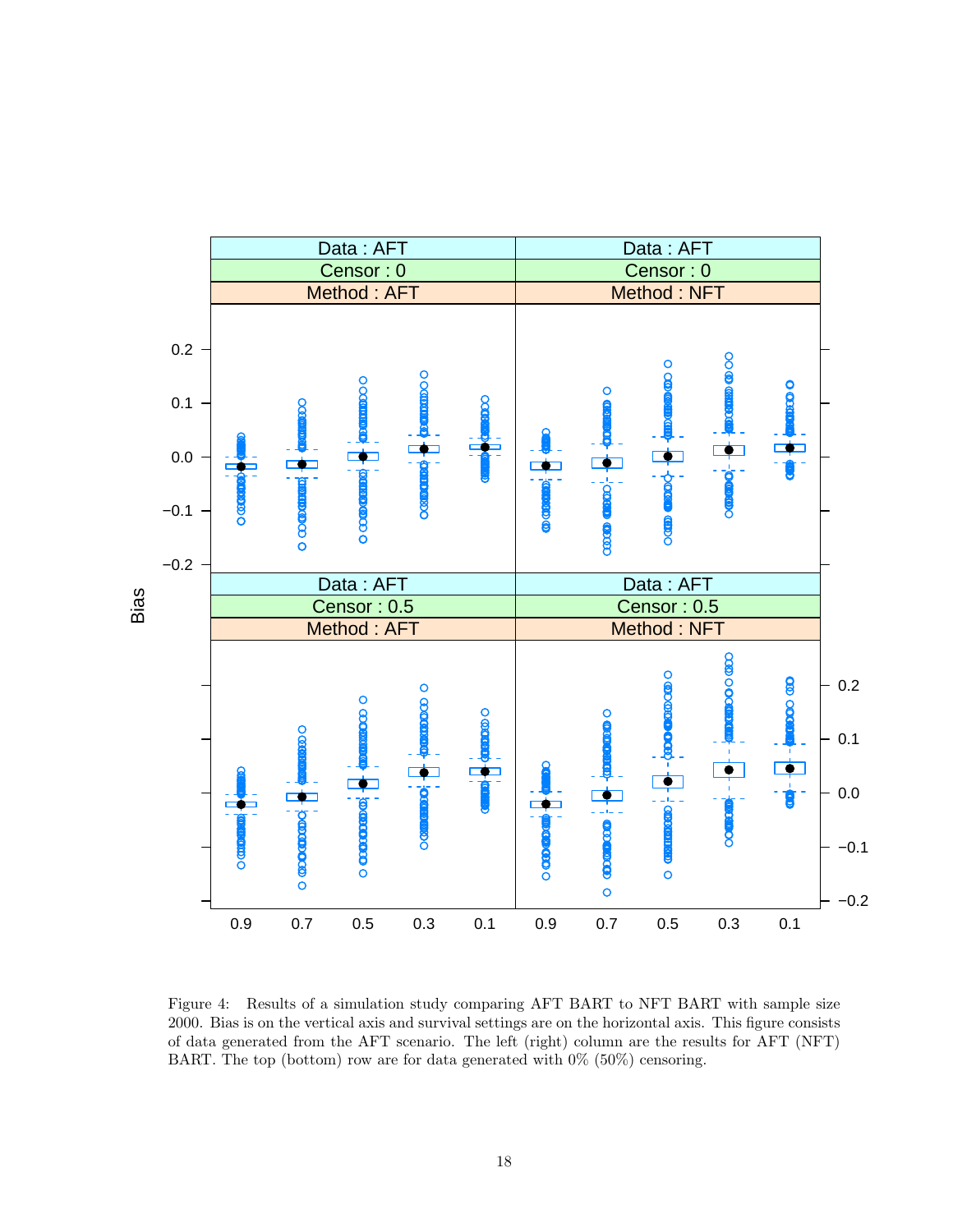Figure 4: Results of a simulation study comparing AFT BART to NFT BART with sample size 2000. Bias is on the vertical axis and survival settings are on the horizontal axis. This figure consists of data generated from the AFT scenario. The left (right) column are the results for AFT (NFT) BART. The top (bottom) row are for data generated with 0% (50%) censoring.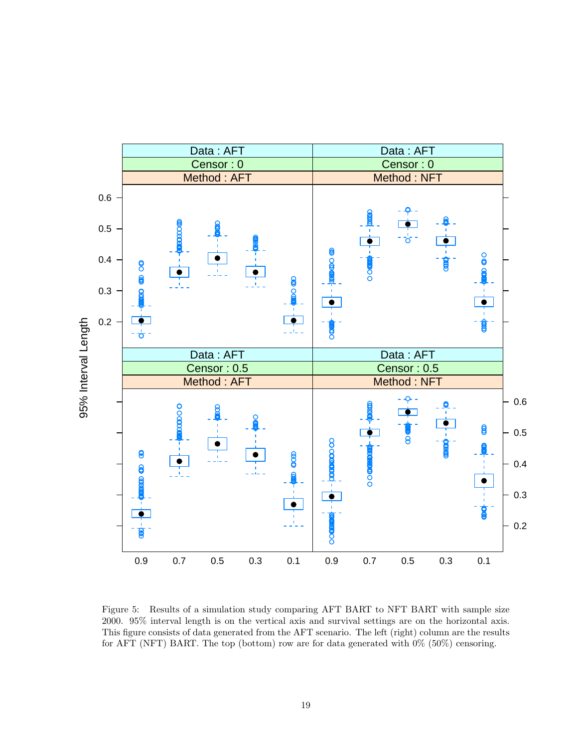Figure 5: Results of a simulation study comparing AFT BART to NFT BART with sample size 2000. 95% interval length is on the vertical axis and survival settings are on the horizontal axis. This figure consists of data generated from the AFT scenario. The left (right) column are the results for AFT (NFT) BART. The top (bottom) row are for data generated with 0% (50%) censoring.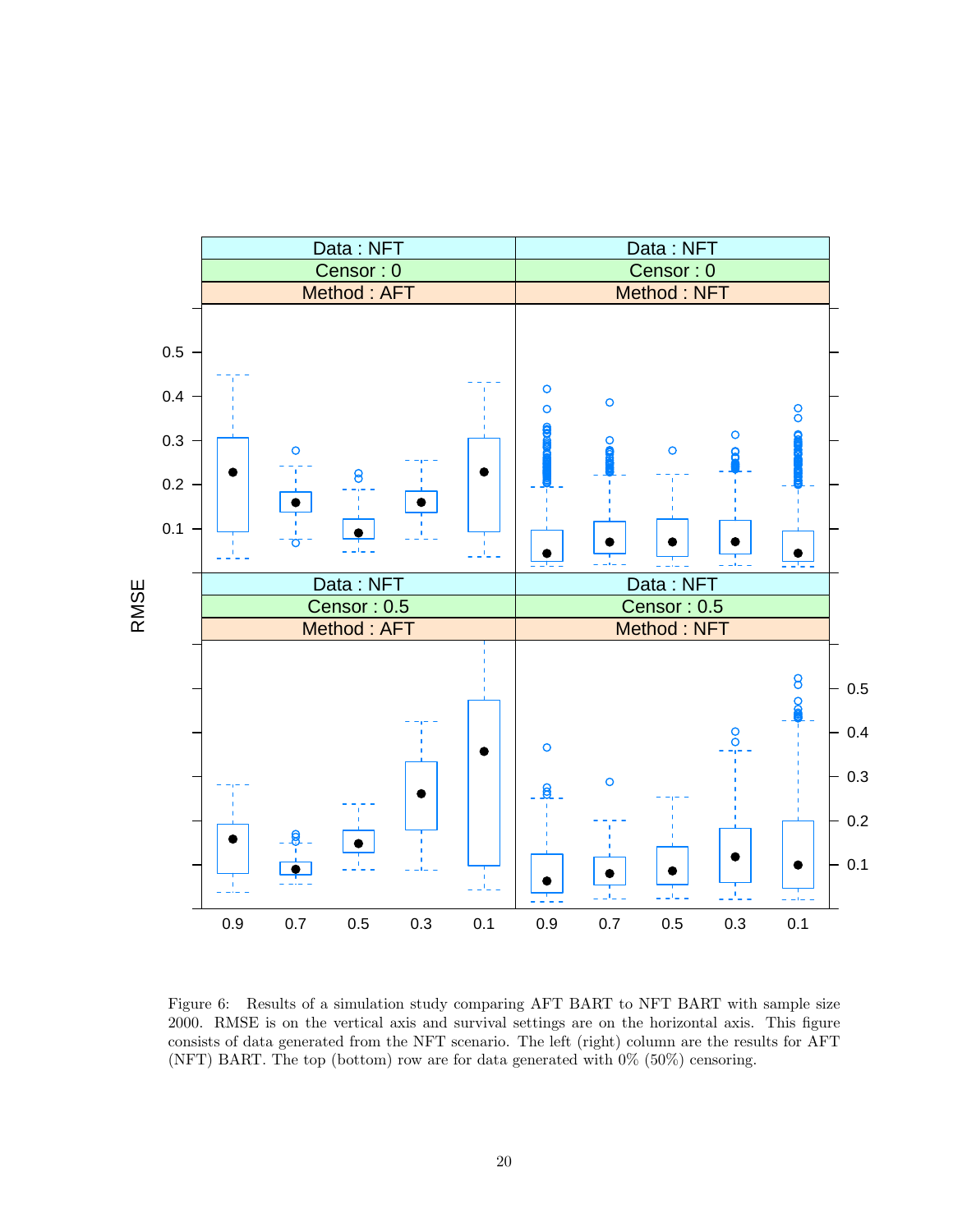Figure 6: Results of a simulation study comparing AFT BART to NFT BART with sample size 2000. RMSE is on the vertical axis and survival settings are on the horizontal axis. This figure consists of data generated from the NFT scenario. The left (right) column are the results for AFT (NFT) BART. The top (bottom) row are for data generated with 0% (50%) censoring.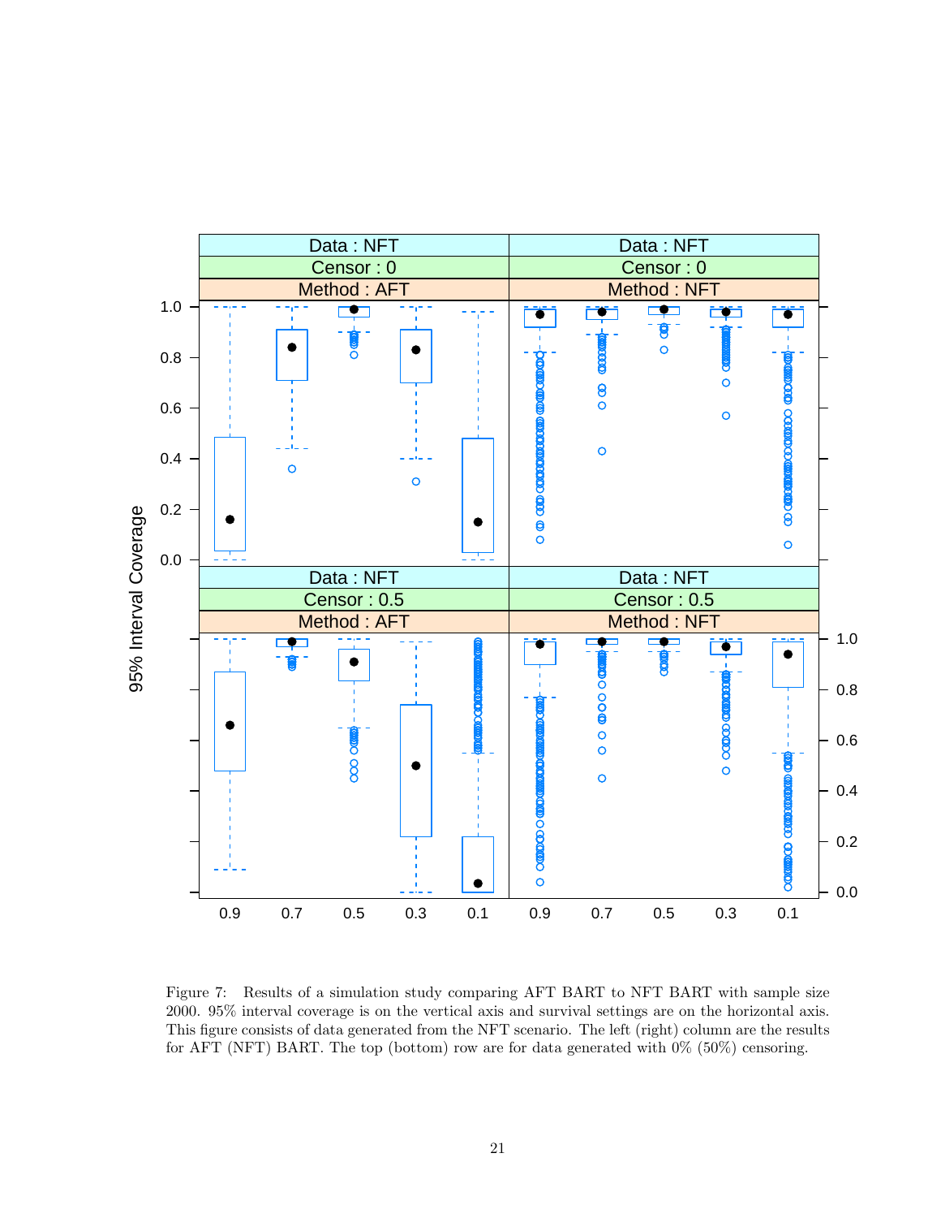Figure 7: Results of a simulation study comparing AFT BART to NFT BART with sample size 2000. 95% interval coverage is on the vertical axis and survival settings are on the horizontal axis. This figure consists of data generated from the NFT scenario. The left (right) column are the results for AFT (NFT) BART. The top (bottom) row are for data generated with 0% (50%) censoring.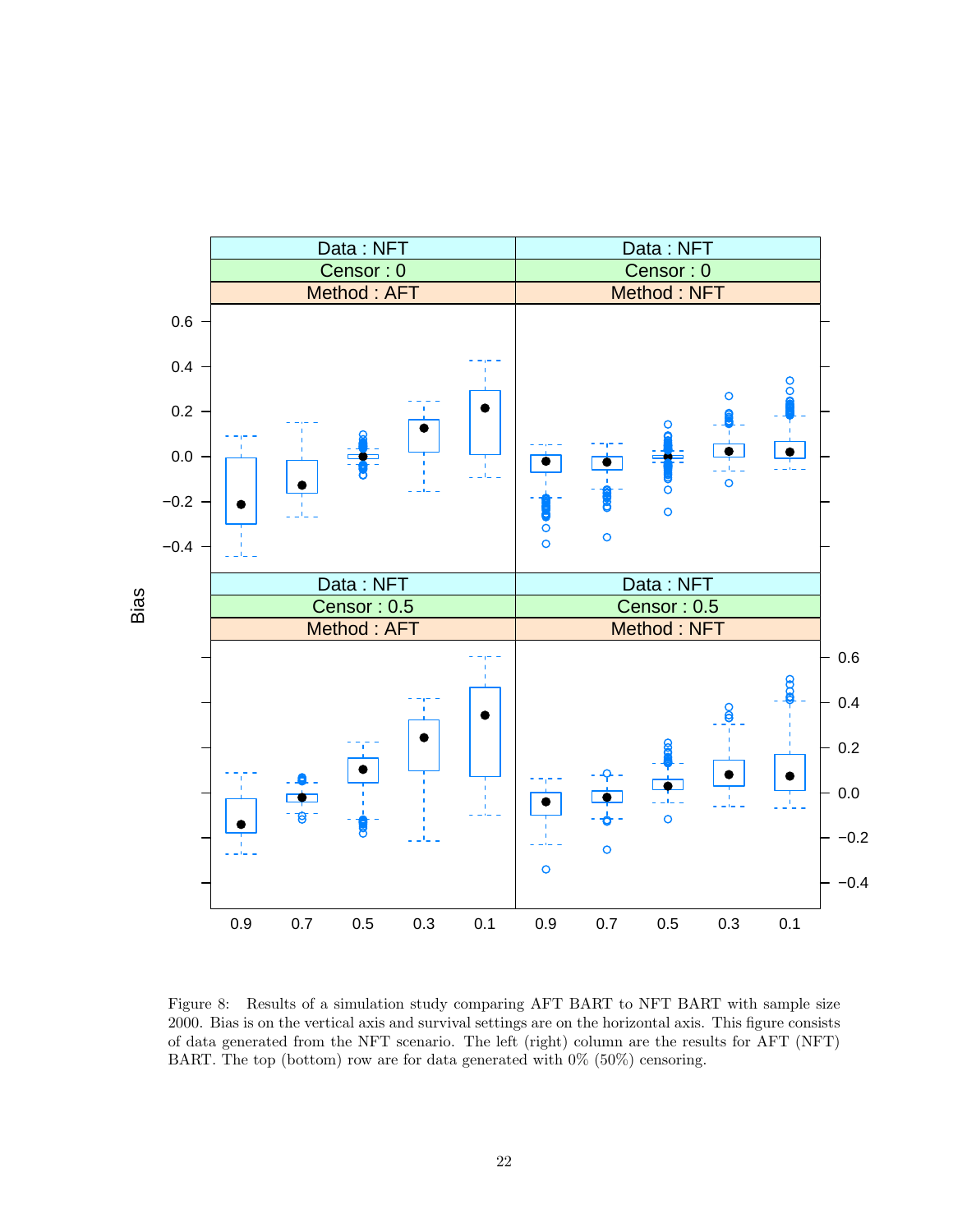Figure 8: Results of a simulation study comparing AFT BART to NFT BART with sample size 2000. Bias is on the vertical axis and survival settings are on the horizontal axis. This figure consists of data generated from the NFT scenario. The left (right) column are the results for AFT (NFT) BART. The top (bottom) row are for data generated with 0% (50%) censoring.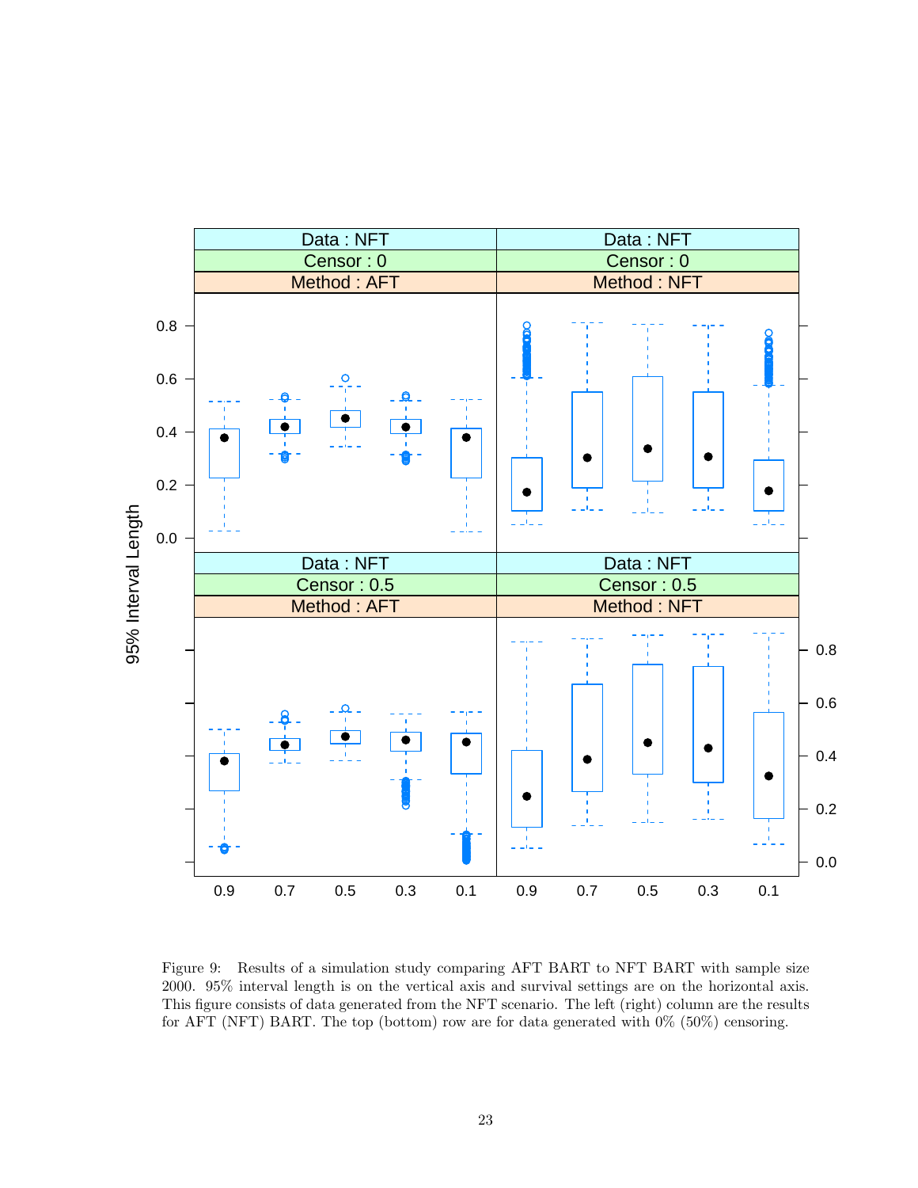Figure 9: Results of a simulation study comparing AFT BART to NFT BART with sample size 2000. 95% interval length is on the vertical axis and survival settings are on the horizontal axis. This figure consists of data generated from the NFT scenario. The left (right) column are the results for AFT (NFT) BART. The top (bottom) row are for data generated with 0% (50%) censoring.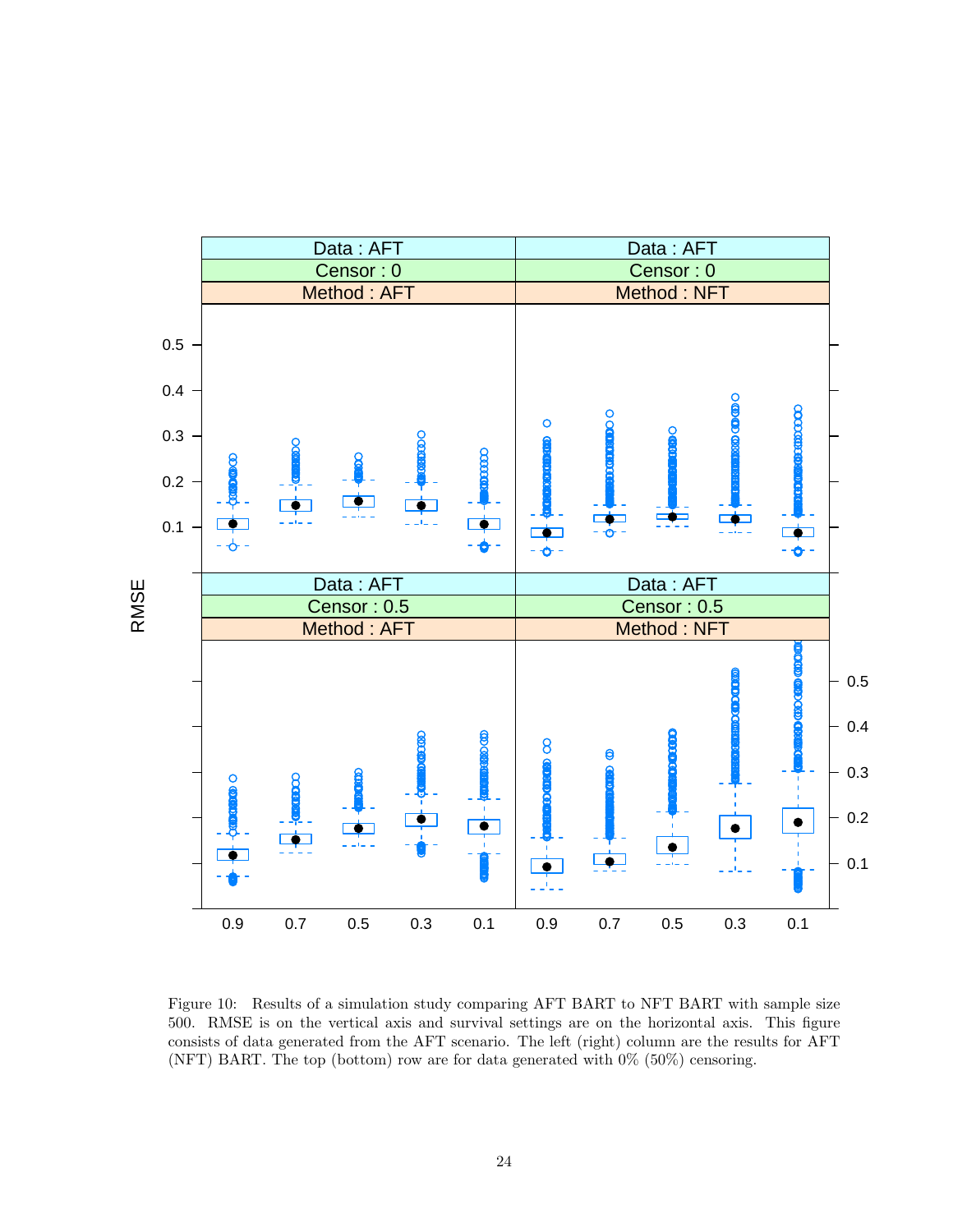Figure 10: Results of a simulation study comparing AFT BART to NFT BART with sample size 500. RMSE is on the vertical axis and survival settings are on the horizontal axis. This figure consists of data generated from the AFT scenario. The left (right) column are the results for AFT (NFT) BART. The top (bottom) row are for data generated with 0% (50%) censoring.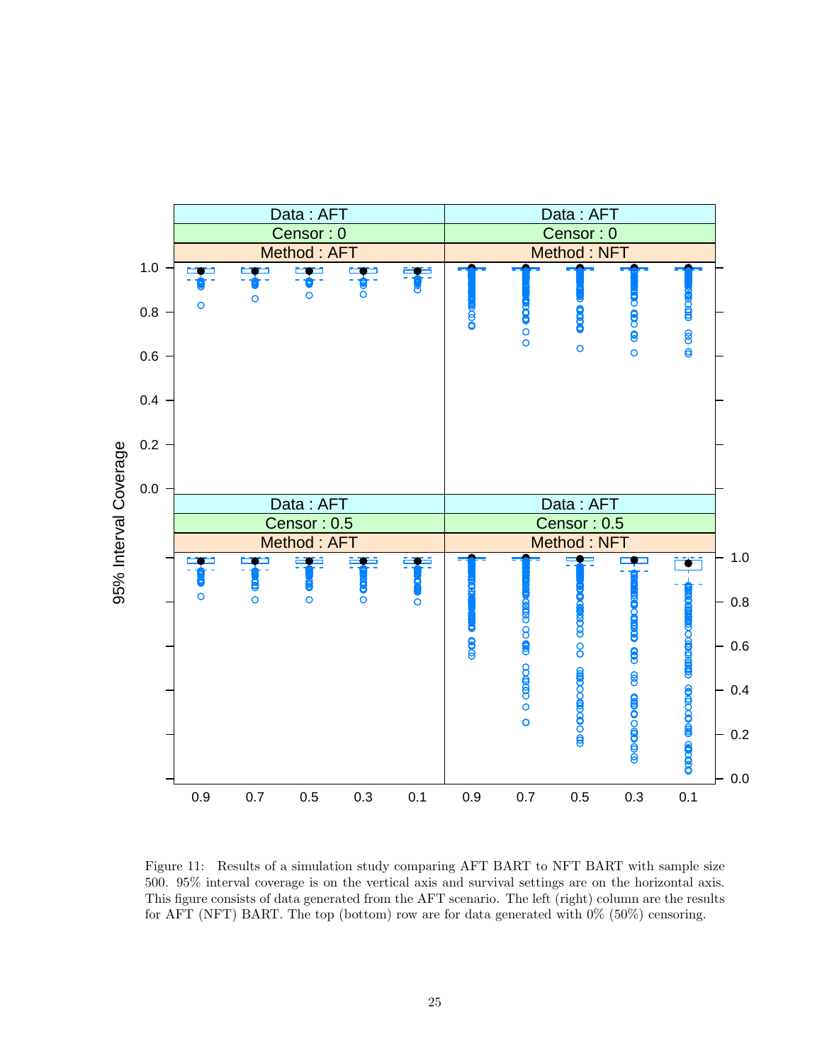Figure 11: Results of a simulation study comparing AFT BART to NFT BART with sample size 500. 95% interval coverage is on the vertical axis and survival settings are on the horizontal axis. This figure consists of data generated from the AFT scenario. The left (right) column are the results for AFT (NFT) BART. The top (bottom) row are for data generated with 0% (50%) censoring.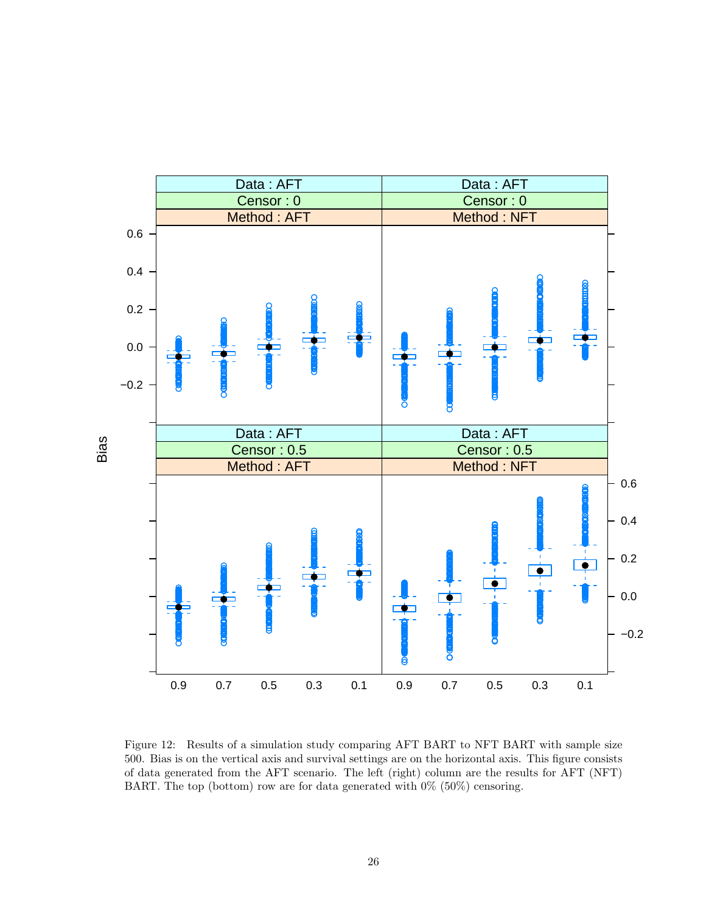Figure 12: Results of a simulation study comparing AFT BART to NFT BART with sample size 500. Bias is on the vertical axis and survival settings are on the horizontal axis. This figure consists of data generated from the AFT scenario. The left (right) column are the results for AFT (NFT) BART. The top (bottom) row are for data generated with 0% (50%) censoring.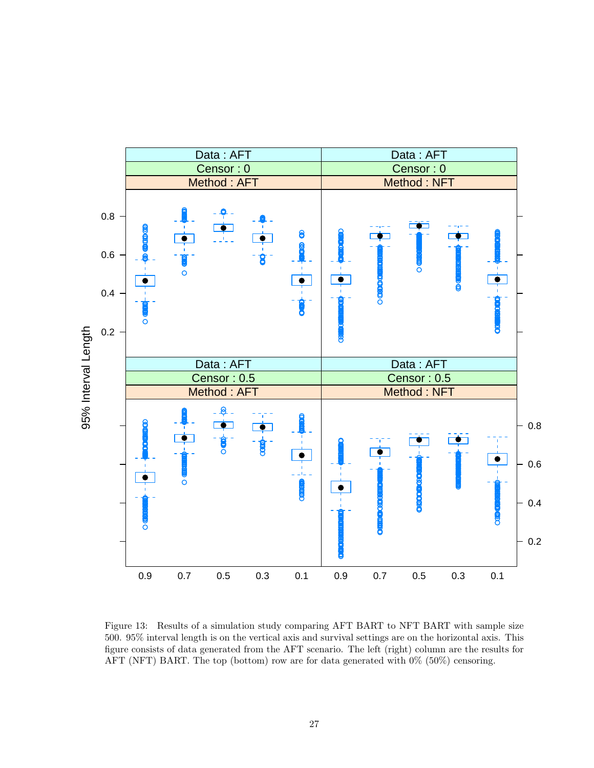Figure 13: Results of a simulation study comparing AFT BART to NFT BART with sample size 500. 95% interval length is on the vertical axis and survival settings are on the horizontal axis. This figure consists of data generated from the AFT scenario. The left (right) column are the results for AFT (NFT) BART. The top (bottom) row are for data generated with 0% (50%) censoring.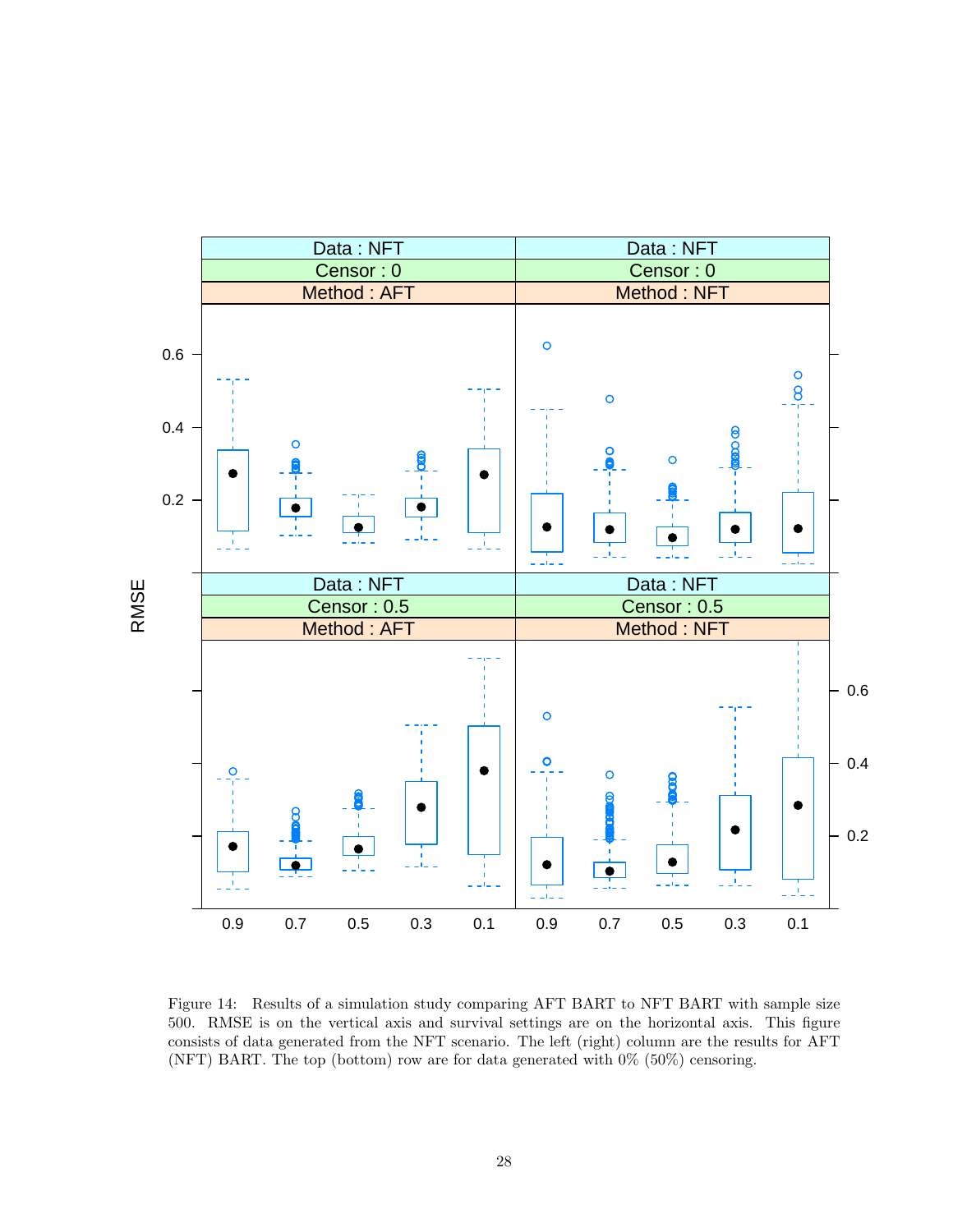Figure 14: Results of a simulation study comparing AFT BART to NFT BART with sample size 500. RMSE is on the vertical axis and survival settings are on the horizontal axis. This figure consists of data generated from the NFT scenario. The left (right) column are the results for AFT (NFT) BART. The top (bottom) row are for data generated with 0% (50%) censoring.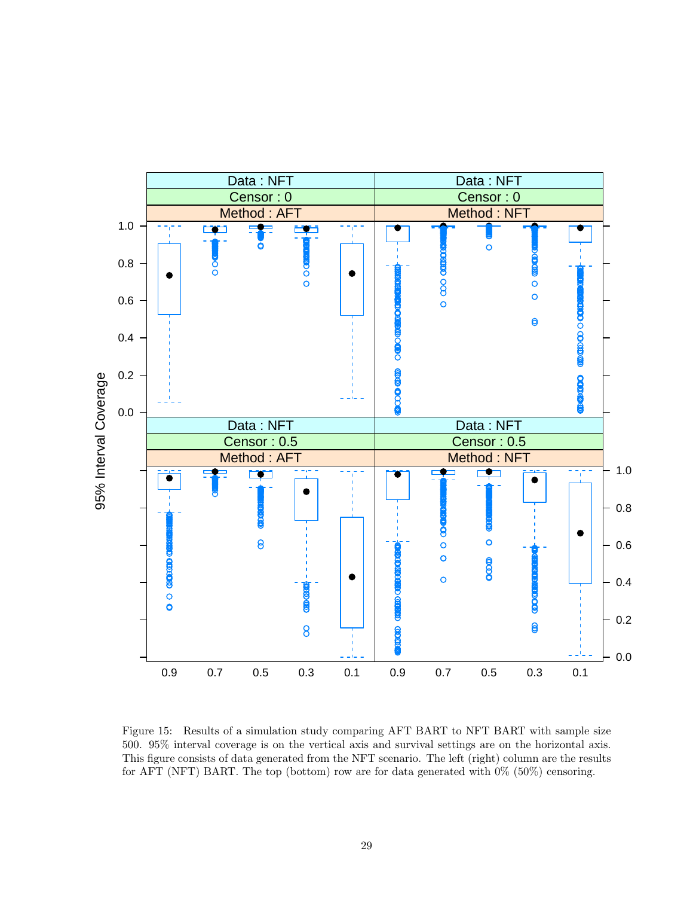Figure 15: Results of a simulation study comparing AFT BART to NFT BART with sample size 500. 95% interval coverage is on the vertical axis and survival settings are on the horizontal axis. This figure consists of data generated from the NFT scenario. The left (right) column are the results for AFT (NFT) BART. The top (bottom) row are for data generated with 0% (50%) censoring.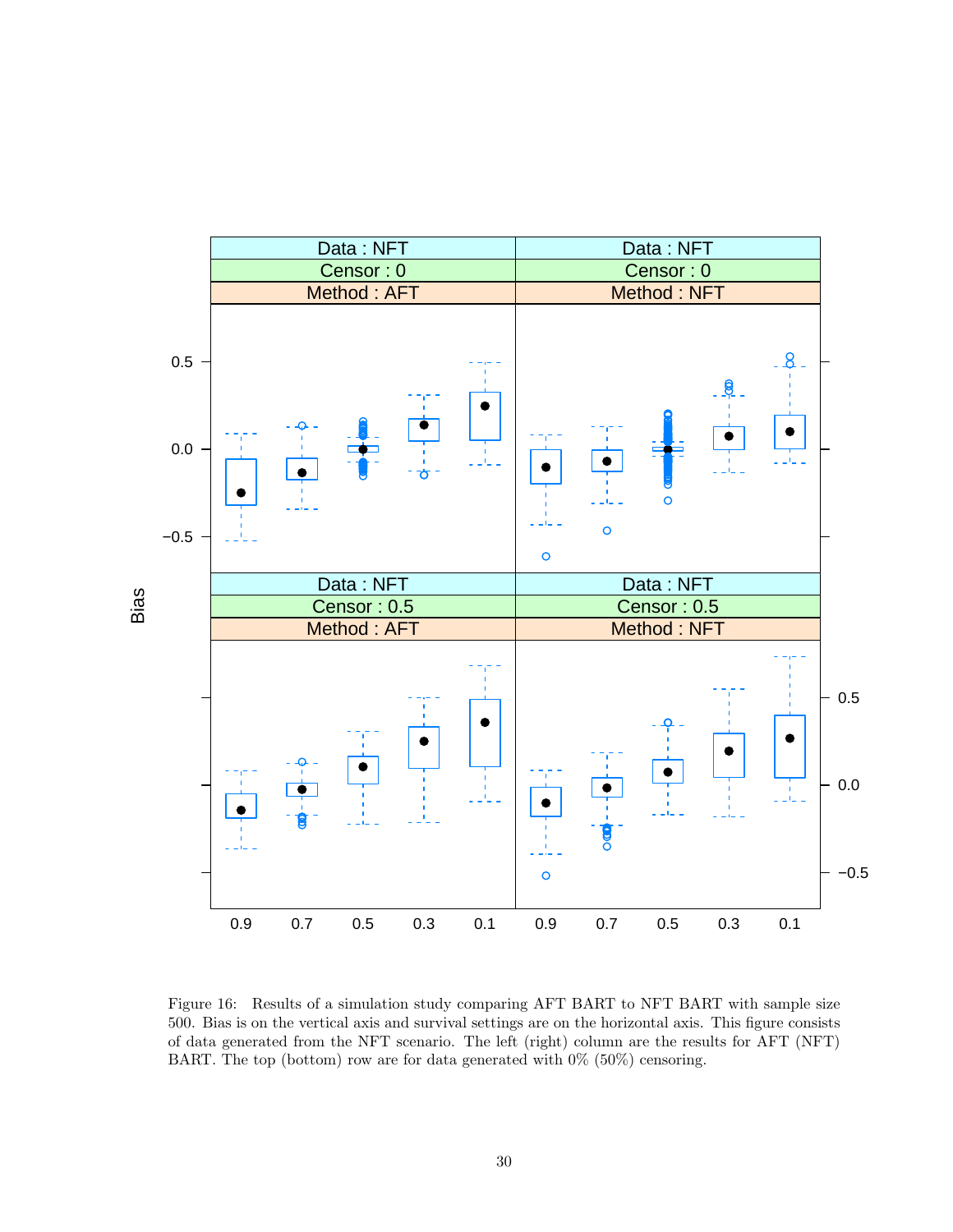Figure 16: Results of a simulation study comparing AFT BART to NFT BART with sample size 500. Bias is on the vertical axis and survival settings are on the horizontal axis. This figure consists of data generated from the NFT scenario. The left (right) column are the results for AFT (NFT) BART. The top (bottom) row are for data generated with 0% (50%) censoring.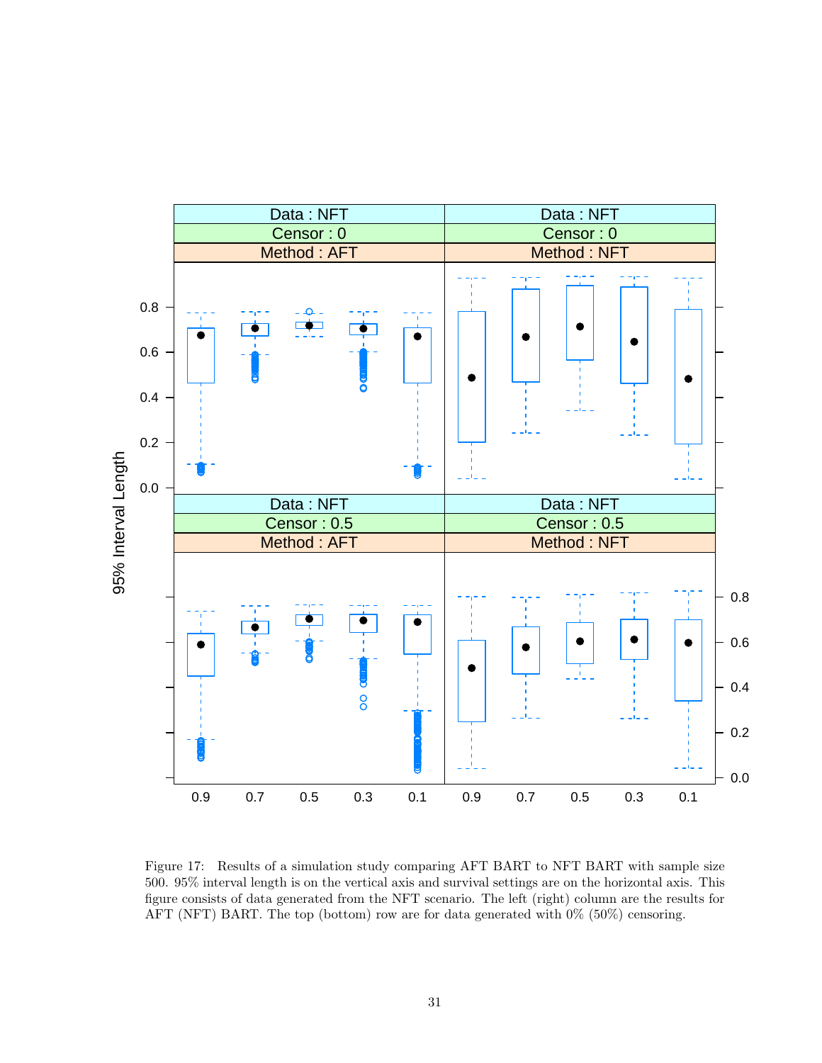Data : NFT
Censor : 0
Method : AFT

Data : NFT
Censor : 0
Method : NFT

Data : NFT
Censor : 0.5
Method : AFT

Data : NFT
Censor : 0.5
Method : NFT

95% Interval Length

0.0
0.2
0.4
0.6
0.8

0.9
0.7
0.5
0.3
0.1

0.9
0.7
0.5
0.3
0.1

Figure 17: Results of a simulation study comparing AFT BART to NFT BART with sample size 500. 95% interval length is on the vertical axis and survival settings are on the horizontal axis. This figure consists of data generated from the NFT scenario. The left (right) column are the results for AFT (NFT) BART. The top (bottom) row are for data generated with 0% (50%) censoring.